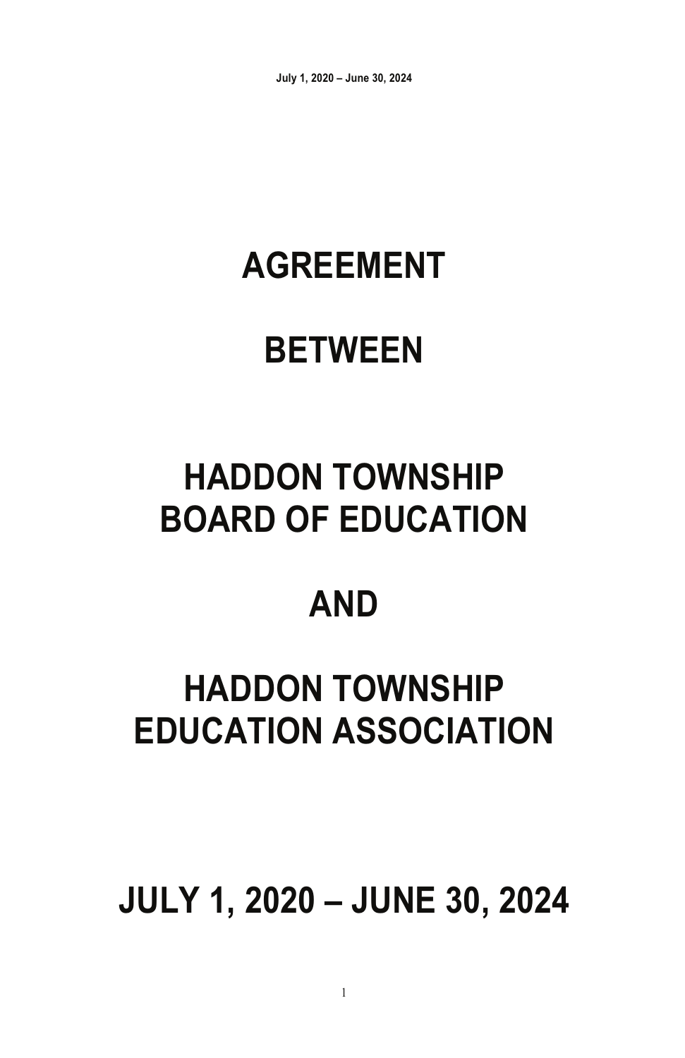# AGREEMENT

# BETWEEN

# HADDON TOWNSHIP BOARD OF EDUCATION

# AND

# HADDON TOWNSHIP EDUCATION ASSOCIATION

# JULY 1, 2020 – JUNE 30, 2024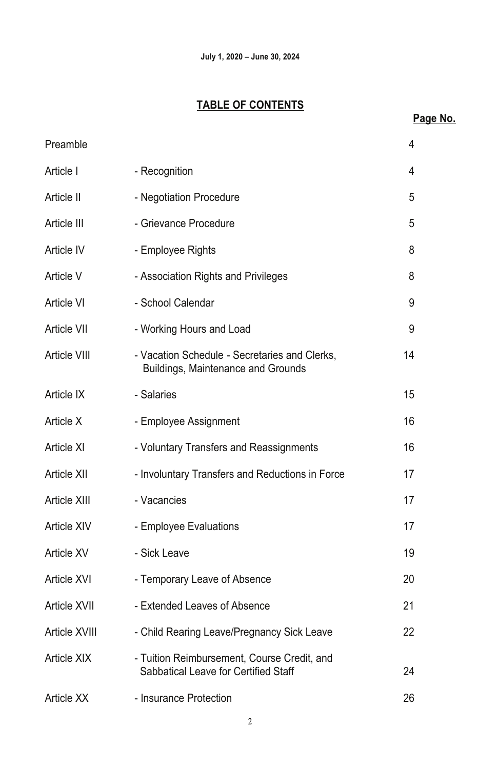**July 1, 2020 – June 30, 2024**

## TABLE OF CONTENTS

| | | Page No. |
|---|---|---|
| Preamble | | 4 |
| Article I | - Recognition | 4 |
| Article II | - Negotiation Procedure | 5 |
| Article III | - Grievance Procedure | 5 |
| Article IV | - Employee Rights | 8 |
| Article V | - Association Rights and Privileges | 8 |
| Article VI | - School Calendar | 9 |
| Article VII | - Working Hours and Load | 9 |
| Article VIII | - Vacation Schedule - Secretaries and Clerks, Buildings, Maintenance and Grounds | 14 |
| Article IX | - Salaries | 15 |
| Article X | - Employee Assignment | 16 |
| Article XI | - Voluntary Transfers and Reassignments | 16 |
| Article XII | - Involuntary Transfers and Reductions in Force | 17 |
| Article XIII | - Vacancies | 17 |
| Article XIV | - Employee Evaluations | 17 |
| Article XV | - Sick Leave | 19 |
| Article XVI | - Temporary Leave of Absence | 20 |
| Article XVII | - Extended Leaves of Absence | 21 |
| Article XVIII | - Child Rearing Leave/Pregnancy Sick Leave | 22 |
| Article XIX | - Tuition Reimbursement, Course Credit, and Sabbatical Leave for Certified Staff | 24 |
| Article XX | - Insurance Protection | 26 |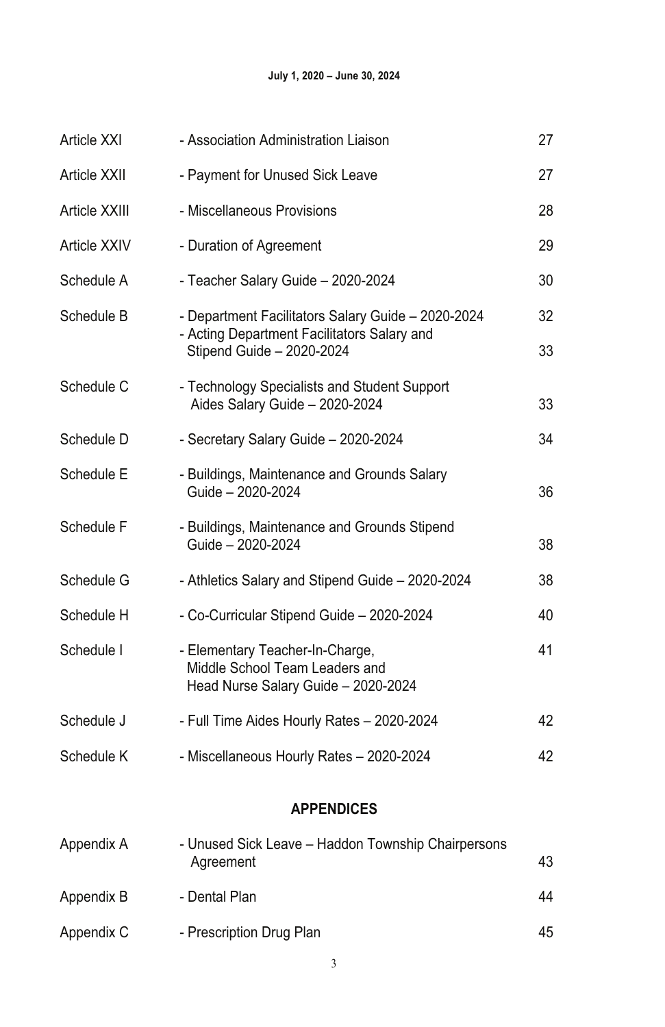| | | |
|---|---|---|
| Article XXI | - Association Administration Liaison | 27 |
| Article XXII | - Payment for Unused Sick Leave | 27 |
| Article XXIII | - Miscellaneous Provisions | 28 |
| Article XXIV | - Duration of Agreement | 29 |
| Schedule A | - Teacher Salary Guide – 2020-2024 | 30 |
| Schedule B | - Department Facilitators Salary Guide – 2020-2024 | 32 |
| | - Acting Department Facilitators Salary and Stipend Guide – 2020-2024 | 33 |
| Schedule C | - Technology Specialists and Student Support Aides Salary Guide – 2020-2024 | 33 |
| Schedule D | - Secretary Salary Guide – 2020-2024 | 34 |
| Schedule E | - Buildings, Maintenance and Grounds Salary Guide – 2020-2024 | 36 |
| Schedule F | - Buildings, Maintenance and Grounds Stipend Guide – 2020-2024 | 38 |
| Schedule G | - Athletics Salary and Stipend Guide – 2020-2024 | 38 |
| Schedule H | - Co-Curricular Stipend Guide – 2020-2024 | 40 |
| Schedule I | - Elementary Teacher-In-Charge, Middle School Team Leaders and Head Nurse Salary Guide – 2020-2024 | 41 |
| Schedule J | - Full Time Aides Hourly Rates – 2020-2024 | 42 |
| Schedule K | - Miscellaneous Hourly Rates – 2020-2024 | 42 |

## APPENDICES

| | | |
|---|---|---|
| Appendix A | - Unused Sick Leave – Haddon Township Chairpersons Agreement | 43 |
| Appendix B | - Dental Plan | 44 |
| Appendix C | - Prescription Drug Plan | 45 |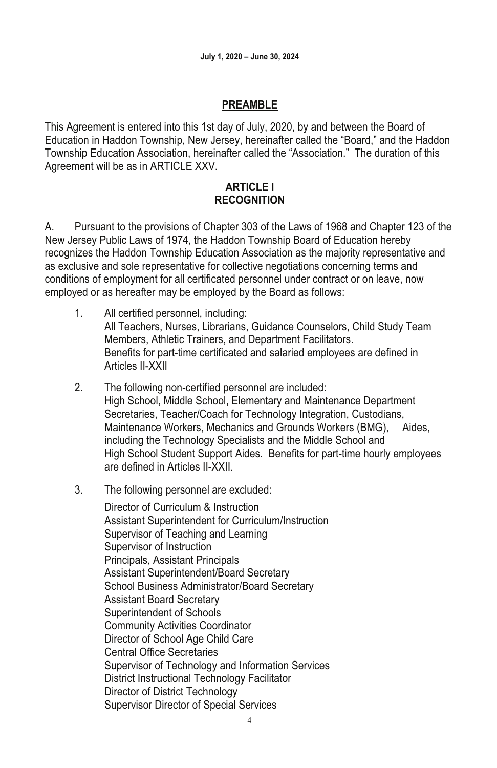## PREAMBLE

This Agreement is entered into this 1st day of July, 2020, by and between the Board of Education in Haddon Township, New Jersey, hereinafter called the "Board," and the Haddon Township Education Association, hereinafter called the "Association." The duration of this Agreement will be as in ARTICLE XXV.

## ARTICLE I
## RECOGNITION

A. Pursuant to the provisions of Chapter 303 of the Laws of 1968 and Chapter 123 of the New Jersey Public Laws of 1974, the Haddon Township Board of Education hereby recognizes the Haddon Township Education Association as the majority representative and as exclusive and sole representative for collective negotiations concerning terms and conditions of employment for all certificated personnel under contract or on leave, now employed or as hereafter may be employed by the Board as follows:

1. All certified personnel, including:
   All Teachers, Nurses, Librarians, Guidance Counselors, Child Study Team Members, Athletic Trainers, and Department Facilitators.
   Benefits for part-time certificated and salaried employees are defined in Articles II-XXII

2. The following non-certified personnel are included:
   High School, Middle School, Elementary and Maintenance Department Secretaries, Teacher/Coach for Technology Integration, Custodians, Maintenance Workers, Mechanics and Grounds Workers (BMG), Aides, including the Technology Specialists and the Middle School and High School Student Support Aides. Benefits for part-time hourly employees are defined in Articles II-XXII.

3. The following personnel are excluded:

   Director of Curriculum & Instruction
   Assistant Superintendent for Curriculum/Instruction
   Supervisor of Teaching and Learning
   Supervisor of Instruction
   Principals, Assistant Principals
   Assistant Superintendent/Board Secretary
   School Business Administrator/Board Secretary
   Assistant Board Secretary
   Superintendent of Schools
   Community Activities Coordinator
   Director of School Age Child Care
   Central Office Secretaries
   Supervisor of Technology and Information Services
   District Instructional Technology Facilitator
   Director of District Technology
   Supervisor Director of Special Services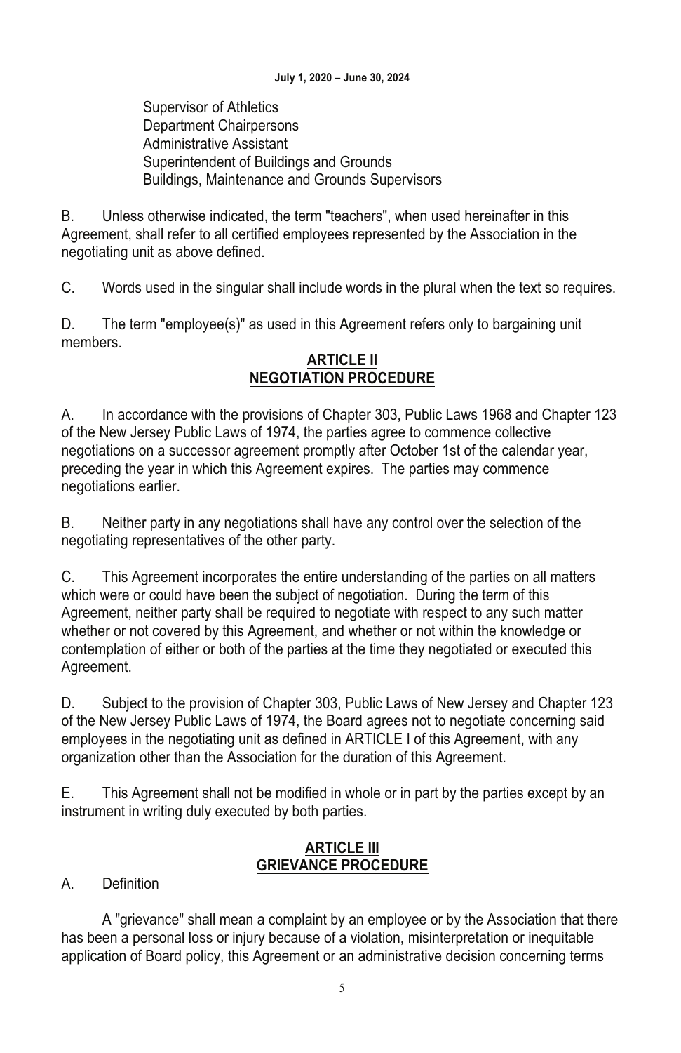Supervisor of Athletics
Department Chairpersons
Administrative Assistant
Superintendent of Buildings and Grounds
Buildings, Maintenance and Grounds Supervisors

B. Unless otherwise indicated, the term "teachers", when used hereinafter in this Agreement, shall refer to all certified employees represented by the Association in the negotiating unit as above defined.

C. Words used in the singular shall include words in the plural when the text so requires.

D. The term "employee(s)" as used in this Agreement refers only to bargaining unit members.

## ARTICLE II
## NEGOTIATION PROCEDURE

A. In accordance with the provisions of Chapter 303, Public Laws 1968 and Chapter 123 of the New Jersey Public Laws of 1974, the parties agree to commence collective negotiations on a successor agreement promptly after October 1st of the calendar year, preceding the year in which this Agreement expires. The parties may commence negotiations earlier.

B. Neither party in any negotiations shall have any control over the selection of the negotiating representatives of the other party.

C. This Agreement incorporates the entire understanding of the parties on all matters which were or could have been the subject of negotiation. During the term of this Agreement, neither party shall be required to negotiate with respect to any such matter whether or not covered by this Agreement, and whether or not within the knowledge or contemplation of either or both of the parties at the time they negotiated or executed this Agreement.

D. Subject to the provision of Chapter 303, Public Laws of New Jersey and Chapter 123 of the New Jersey Public Laws of 1974, the Board agrees not to negotiate concerning said employees in the negotiating unit as defined in ARTICLE I of this Agreement, with any organization other than the Association for the duration of this Agreement.

E. This Agreement shall not be modified in whole or in part by the parties except by an instrument in writing duly executed by both parties.

## ARTICLE III
## GRIEVANCE PROCEDURE

A. Definition

A "grievance" shall mean a complaint by an employee or by the Association that there has been a personal loss or injury because of a violation, misinterpretation or inequitable application of Board policy, this Agreement or an administrative decision concerning terms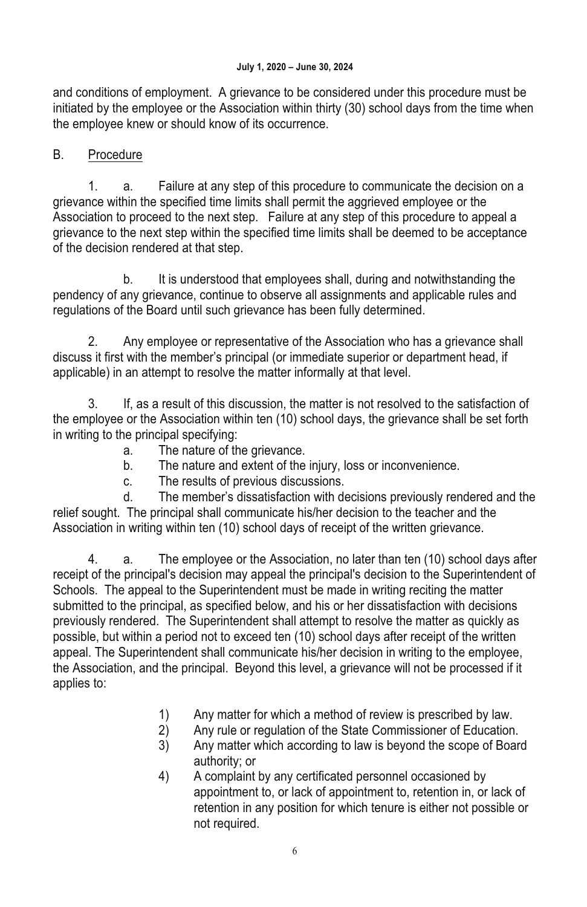and conditions of employment. A grievance to be considered under this procedure must be initiated by the employee or the Association within thirty (30) school days from the time when the employee knew or should know of its occurrence.

B. Procedure

1. a. Failure at any step of this procedure to communicate the decision on a grievance within the specified time limits shall permit the aggrieved employee or the Association to proceed to the next step. Failure at any step of this procedure to appeal a grievance to the next step within the specified time limits shall be deemed to be acceptance of the decision rendered at that step.

b. It is understood that employees shall, during and notwithstanding the pendency of any grievance, continue to observe all assignments and applicable rules and regulations of the Board until such grievance has been fully determined.

2. Any employee or representative of the Association who has a grievance shall discuss it first with the member's principal (or immediate superior or department head, if applicable) in an attempt to resolve the matter informally at that level.

3. If, as a result of this discussion, the matter is not resolved to the satisfaction of the employee or the Association within ten (10) school days, the grievance shall be set forth in writing to the principal specifying:

a. The nature of the grievance.
b. The nature and extent of the injury, loss or inconvenience.
c. The results of previous discussions.
d. The member's dissatisfaction with decisions previously rendered and the relief sought. The principal shall communicate his/her decision to the teacher and the Association in writing within ten (10) school days of receipt of the written grievance.

4. a. The employee or the Association, no later than ten (10) school days after receipt of the principal's decision may appeal the principal's decision to the Superintendent of Schools. The appeal to the Superintendent must be made in writing reciting the matter submitted to the principal, as specified below, and his or her dissatisfaction with decisions previously rendered. The Superintendent shall attempt to resolve the matter as quickly as possible, but within a period not to exceed ten (10) school days after receipt of the written appeal. The Superintendent shall communicate his/her decision in writing to the employee, the Association, and the principal. Beyond this level, a grievance will not be processed if it applies to:

1) Any matter for which a method of review is prescribed by law.
2) Any rule or regulation of the State Commissioner of Education.
3) Any matter which according to law is beyond the scope of Board authority; or
4) A complaint by any certificated personnel occasioned by appointment to, or lack of appointment to, retention in, or lack of retention in any position for which tenure is either not possible or not required.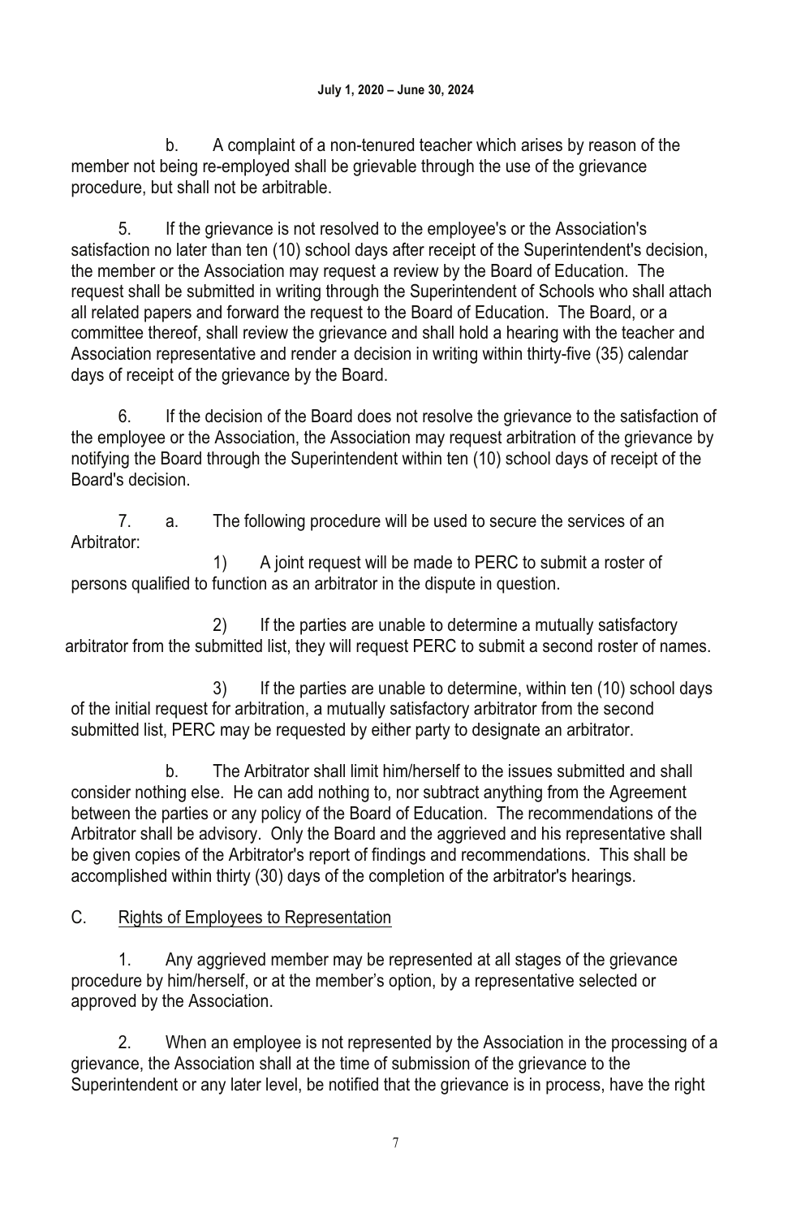b. A complaint of a non-tenured teacher which arises by reason of the member not being re-employed shall be grievable through the use of the grievance procedure, but shall not be arbitrable.

5. If the grievance is not resolved to the employee's or the Association's satisfaction no later than ten (10) school days after receipt of the Superintendent's decision, the member or the Association may request a review by the Board of Education. The request shall be submitted in writing through the Superintendent of Schools who shall attach all related papers and forward the request to the Board of Education. The Board, or a committee thereof, shall review the grievance and shall hold a hearing with the teacher and Association representative and render a decision in writing within thirty-five (35) calendar days of receipt of the grievance by the Board.

6. If the decision of the Board does not resolve the grievance to the satisfaction of the employee or the Association, the Association may request arbitration of the grievance by notifying the Board through the Superintendent within ten (10) school days of receipt of the Board's decision.

7. a. The following procedure will be used to secure the services of an Arbitrator:

1) A joint request will be made to PERC to submit a roster of persons qualified to function as an arbitrator in the dispute in question.

2) If the parties are unable to determine a mutually satisfactory arbitrator from the submitted list, they will request PERC to submit a second roster of names.

3) If the parties are unable to determine, within ten (10) school days of the initial request for arbitration, a mutually satisfactory arbitrator from the second submitted list, PERC may be requested by either party to designate an arbitrator.

b. The Arbitrator shall limit him/herself to the issues submitted and shall consider nothing else. He can add nothing to, nor subtract anything from the Agreement between the parties or any policy of the Board of Education. The recommendations of the Arbitrator shall be advisory. Only the Board and the aggrieved and his representative shall be given copies of the Arbitrator's report of findings and recommendations. This shall be accomplished within thirty (30) days of the completion of the arbitrator's hearings.

C. Rights of Employees to Representation

1. Any aggrieved member may be represented at all stages of the grievance procedure by him/herself, or at the member's option, by a representative selected or approved by the Association.

2. When an employee is not represented by the Association in the processing of a grievance, the Association shall at the time of submission of the grievance to the Superintendent or any later level, be notified that the grievance is in process, have the right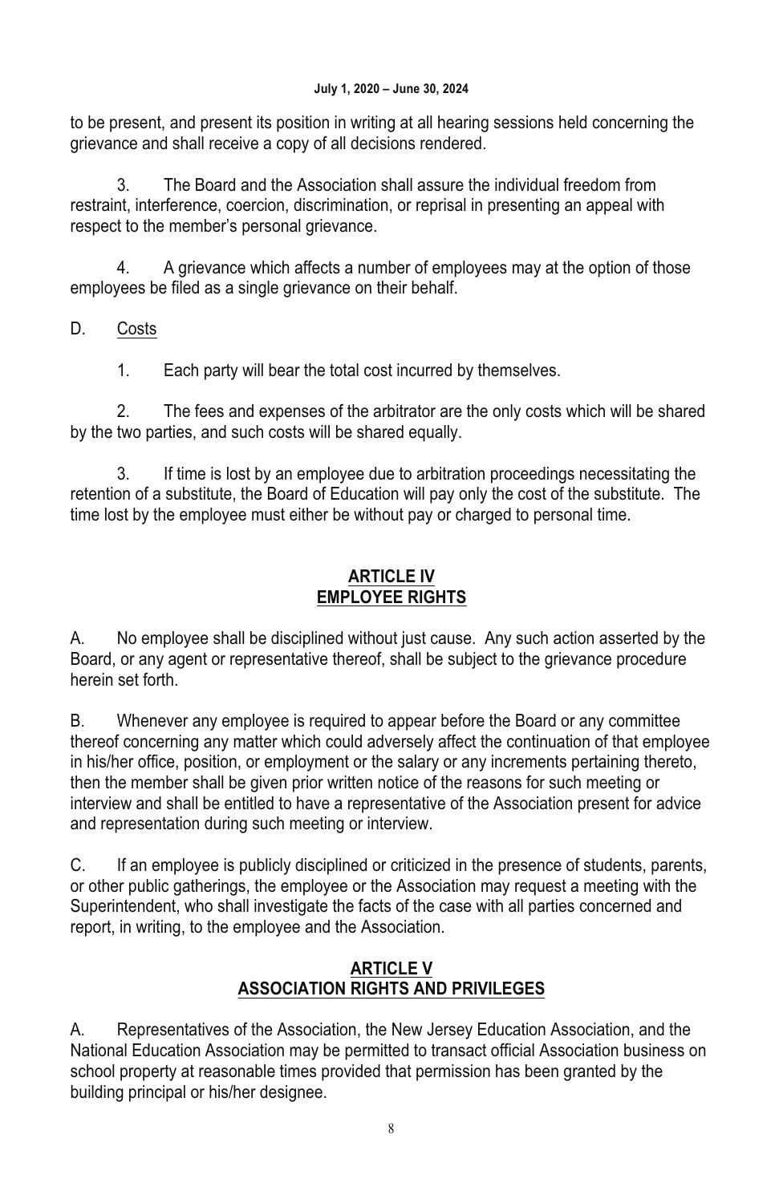to be present, and present its position in writing at all hearing sessions held concerning the grievance and shall receive a copy of all decisions rendered.

3. The Board and the Association shall assure the individual freedom from restraint, interference, coercion, discrimination, or reprisal in presenting an appeal with respect to the member's personal grievance.

4. A grievance which affects a number of employees may at the option of those employees be filed as a single grievance on their behalf.

D. Costs

1. Each party will bear the total cost incurred by themselves.

2. The fees and expenses of the arbitrator are the only costs which will be shared by the two parties, and such costs will be shared equally.

3. If time is lost by an employee due to arbitration proceedings necessitating the retention of a substitute, the Board of Education will pay only the cost of the substitute. The time lost by the employee must either be without pay or charged to personal time.

## ARTICLE IV
## EMPLOYEE RIGHTS

A. No employee shall be disciplined without just cause. Any such action asserted by the Board, or any agent or representative thereof, shall be subject to the grievance procedure herein set forth.

B. Whenever any employee is required to appear before the Board or any committee thereof concerning any matter which could adversely affect the continuation of that employee in his/her office, position, or employment or the salary or any increments pertaining thereto, then the member shall be given prior written notice of the reasons for such meeting or interview and shall be entitled to have a representative of the Association present for advice and representation during such meeting or interview.

C. If an employee is publicly disciplined or criticized in the presence of students, parents, or other public gatherings, the employee or the Association may request a meeting with the Superintendent, who shall investigate the facts of the case with all parties concerned and report, in writing, to the employee and the Association.

## ARTICLE V
## ASSOCIATION RIGHTS AND PRIVILEGES

A. Representatives of the Association, the New Jersey Education Association, and the National Education Association may be permitted to transact official Association business on school property at reasonable times provided that permission has been granted by the building principal or his/her designee.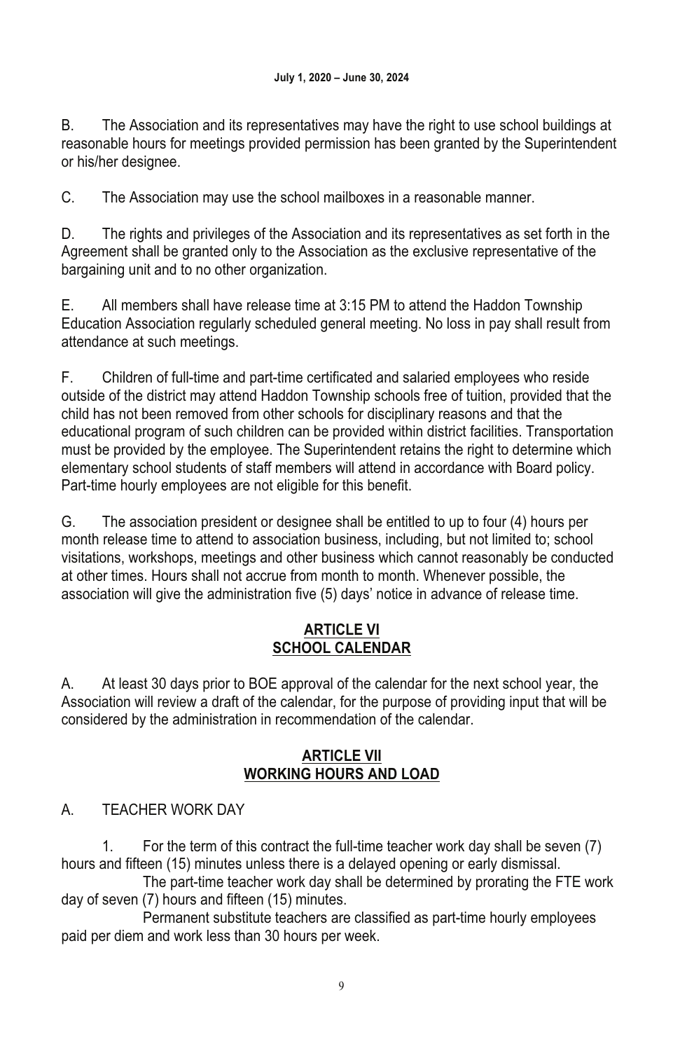B. The Association and its representatives may have the right to use school buildings at reasonable hours for meetings provided permission has been granted by the Superintendent or his/her designee.

C. The Association may use the school mailboxes in a reasonable manner.

D. The rights and privileges of the Association and its representatives as set forth in the Agreement shall be granted only to the Association as the exclusive representative of the bargaining unit and to no other organization.

E. All members shall have release time at 3:15 PM to attend the Haddon Township Education Association regularly scheduled general meeting. No loss in pay shall result from attendance at such meetings.

F. Children of full-time and part-time certificated and salaried employees who reside outside of the district may attend Haddon Township schools free of tuition, provided that the child has not been removed from other schools for disciplinary reasons and that the educational program of such children can be provided within district facilities. Transportation must be provided by the employee. The Superintendent retains the right to determine which elementary school students of staff members will attend in accordance with Board policy. Part-time hourly employees are not eligible for this benefit.

G. The association president or designee shall be entitled to up to four (4) hours per month release time to attend to association business, including, but not limited to; school visitations, workshops, meetings and other business which cannot reasonably be conducted at other times. Hours shall not accrue from month to month. Whenever possible, the association will give the administration five (5) days' notice in advance of release time.

## ARTICLE VI
## SCHOOL CALENDAR

A. At least 30 days prior to BOE approval of the calendar for the next school year, the Association will review a draft of the calendar, for the purpose of providing input that will be considered by the administration in recommendation of the calendar.

## ARTICLE VII
## WORKING HOURS AND LOAD

A. TEACHER WORK DAY

1. For the term of this contract the full-time teacher work day shall be seven (7) hours and fifteen (15) minutes unless there is a delayed opening or early dismissal.

The part-time teacher work day shall be determined by prorating the FTE work day of seven (7) hours and fifteen (15) minutes.

Permanent substitute teachers are classified as part-time hourly employees paid per diem and work less than 30 hours per week.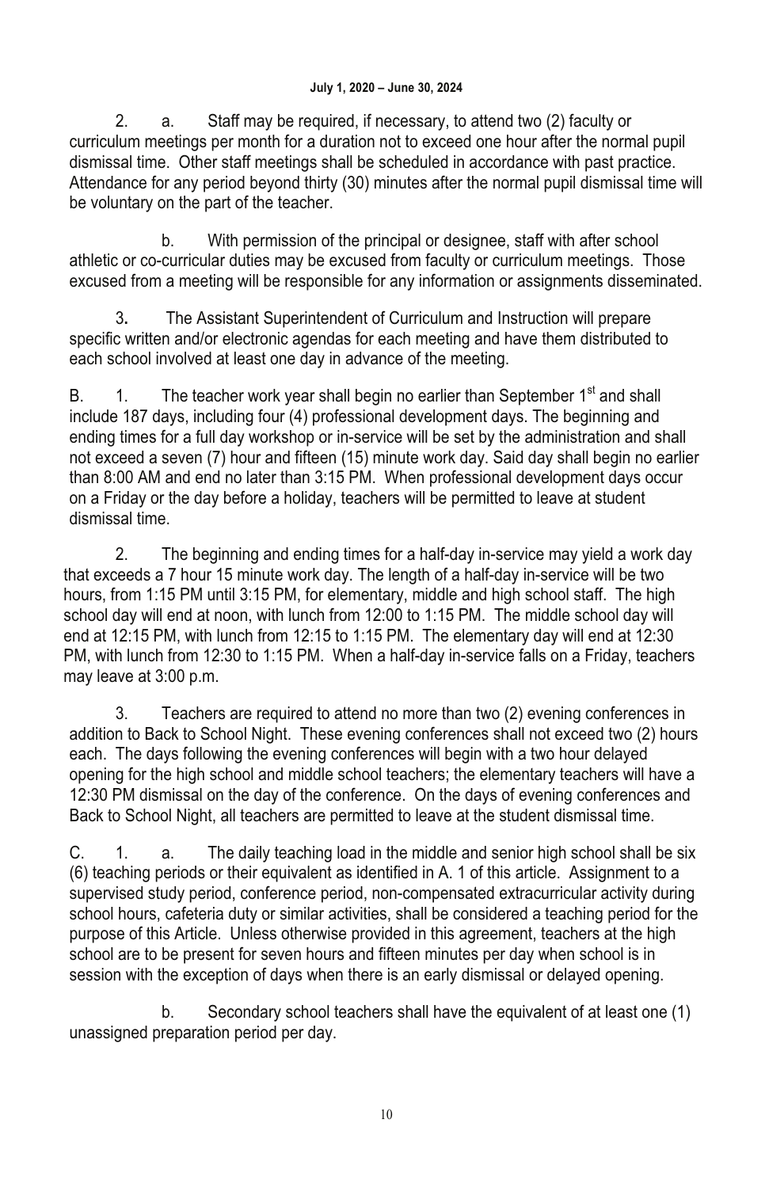2. a. Staff may be required, if necessary, to attend two (2) faculty or curriculum meetings per month for a duration not to exceed one hour after the normal pupil dismissal time. Other staff meetings shall be scheduled in accordance with past practice. Attendance for any period beyond thirty (30) minutes after the normal pupil dismissal time will be voluntary on the part of the teacher.

b. With permission of the principal or designee, staff with after school athletic or co-curricular duties may be excused from faculty or curriculum meetings. Those excused from a meeting will be responsible for any information or assignments disseminated.

3. The Assistant Superintendent of Curriculum and Instruction will prepare specific written and/or electronic agendas for each meeting and have them distributed to each school involved at least one day in advance of the meeting.

B. 1. The teacher work year shall begin no earlier than September 1st and shall include 187 days, including four (4) professional development days. The beginning and ending times for a full day workshop or in-service will be set by the administration and shall not exceed a seven (7) hour and fifteen (15) minute work day. Said day shall begin no earlier than 8:00 AM and end no later than 3:15 PM. When professional development days occur on a Friday or the day before a holiday, teachers will be permitted to leave at student dismissal time.

2. The beginning and ending times for a half-day in-service may yield a work day that exceeds a 7 hour 15 minute work day. The length of a half-day in-service will be two hours, from 1:15 PM until 3:15 PM, for elementary, middle and high school staff. The high school day will end at noon, with lunch from 12:00 to 1:15 PM. The middle school day will end at 12:15 PM, with lunch from 12:15 to 1:15 PM. The elementary day will end at 12:30 PM, with lunch from 12:30 to 1:15 PM. When a half-day in-service falls on a Friday, teachers may leave at 3:00 p.m.

3. Teachers are required to attend no more than two (2) evening conferences in addition to Back to School Night. These evening conferences shall not exceed two (2) hours each. The days following the evening conferences will begin with a two hour delayed opening for the high school and middle school teachers; the elementary teachers will have a 12:30 PM dismissal on the day of the conference. On the days of evening conferences and Back to School Night, all teachers are permitted to leave at the student dismissal time.

C. 1. a. The daily teaching load in the middle and senior high school shall be six (6) teaching periods or their equivalent as identified in A. 1 of this article. Assignment to a supervised study period, conference period, non-compensated extracurricular activity during school hours, cafeteria duty or similar activities, shall be considered a teaching period for the purpose of this Article. Unless otherwise provided in this agreement, teachers at the high school are to be present for seven hours and fifteen minutes per day when school is in session with the exception of days when there is an early dismissal or delayed opening.

b. Secondary school teachers shall have the equivalent of at least one (1) unassigned preparation period per day.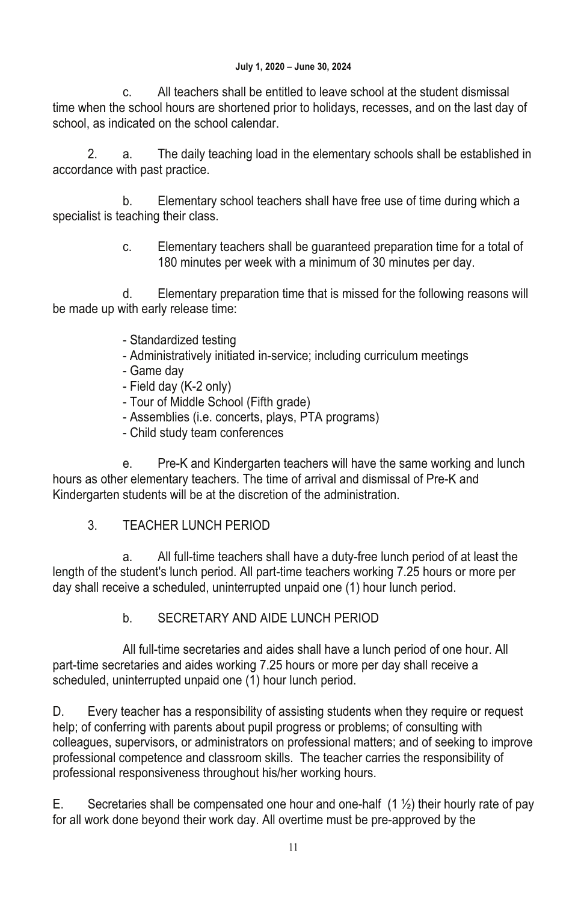c. All teachers shall be entitled to leave school at the student dismissal time when the school hours are shortened prior to holidays, recesses, and on the last day of school, as indicated on the school calendar.

2. a. The daily teaching load in the elementary schools shall be established in accordance with past practice.

b. Elementary school teachers shall have free use of time during which a specialist is teaching their class.

c. Elementary teachers shall be guaranteed preparation time for a total of 180 minutes per week with a minimum of 30 minutes per day.

d. Elementary preparation time that is missed for the following reasons will be made up with early release time:

- Standardized testing
- Administratively initiated in-service; including curriculum meetings
- Game day
- Field day (K-2 only)
- Tour of Middle School (Fifth grade)
- Assemblies (i.e. concerts, plays, PTA programs)
- Child study team conferences

e. Pre-K and Kindergarten teachers will have the same working and lunch hours as other elementary teachers. The time of arrival and dismissal of Pre-K and Kindergarten students will be at the discretion of the administration.

3. TEACHER LUNCH PERIOD

a. All full-time teachers shall have a duty-free lunch period of at least the length of the student's lunch period. All part-time teachers working 7.25 hours or more per day shall receive a scheduled, uninterrupted unpaid one (1) hour lunch period.

b. SECRETARY AND AIDE LUNCH PERIOD

All full-time secretaries and aides shall have a lunch period of one hour. All part-time secretaries and aides working 7.25 hours or more per day shall receive a scheduled, uninterrupted unpaid one (1) hour lunch period.

D. Every teacher has a responsibility of assisting students when they require or request help; of conferring with parents about pupil progress or problems; of consulting with colleagues, supervisors, or administrators on professional matters; and of seeking to improve professional competence and classroom skills. The teacher carries the responsibility of professional responsiveness throughout his/her working hours.

E. Secretaries shall be compensated one hour and one-half (1 ½) their hourly rate of pay for all work done beyond their work day. All overtime must be pre-approved by the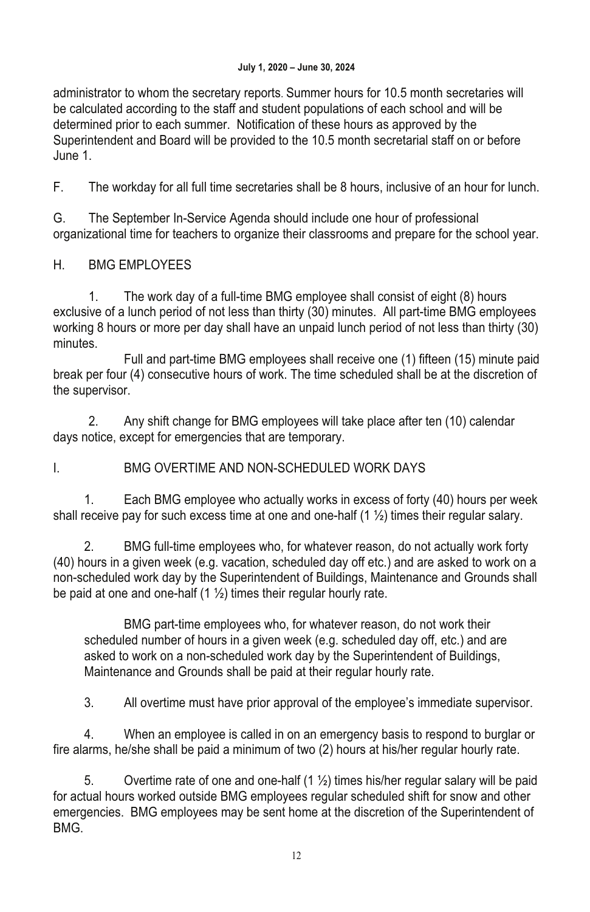administrator to whom the secretary reports. Summer hours for 10.5 month secretaries will be calculated according to the staff and student populations of each school and will be determined prior to each summer. Notification of these hours as approved by the Superintendent and Board will be provided to the 10.5 month secretarial staff on or before June 1.

F. The workday for all full time secretaries shall be 8 hours, inclusive of an hour for lunch.

G. The September In-Service Agenda should include one hour of professional organizational time for teachers to organize their classrooms and prepare for the school year.

H. BMG EMPLOYEES

1. The work day of a full-time BMG employee shall consist of eight (8) hours exclusive of a lunch period of not less than thirty (30) minutes. All part-time BMG employees working 8 hours or more per day shall have an unpaid lunch period of not less than thirty (30) minutes.

Full and part-time BMG employees shall receive one (1) fifteen (15) minute paid break per four (4) consecutive hours of work. The time scheduled shall be at the discretion of the supervisor.

2. Any shift change for BMG employees will take place after ten (10) calendar days notice, except for emergencies that are temporary.

I. BMG OVERTIME AND NON-SCHEDULED WORK DAYS

1. Each BMG employee who actually works in excess of forty (40) hours per week shall receive pay for such excess time at one and one-half (1 ½) times their regular salary.

2. BMG full-time employees who, for whatever reason, do not actually work forty (40) hours in a given week (e.g. vacation, scheduled day off etc.) and are asked to work on a non-scheduled work day by the Superintendent of Buildings, Maintenance and Grounds shall be paid at one and one-half (1 ½) times their regular hourly rate.

BMG part-time employees who, for whatever reason, do not work their scheduled number of hours in a given week (e.g. scheduled day off, etc.) and are asked to work on a non-scheduled work day by the Superintendent of Buildings, Maintenance and Grounds shall be paid at their regular hourly rate.

3. All overtime must have prior approval of the employee's immediate supervisor.

4. When an employee is called in on an emergency basis to respond to burglar or fire alarms, he/she shall be paid a minimum of two (2) hours at his/her regular hourly rate.

5. Overtime rate of one and one-half (1 ½) times his/her regular salary will be paid for actual hours worked outside BMG employees regular scheduled shift for snow and other emergencies. BMG employees may be sent home at the discretion of the Superintendent of BMG.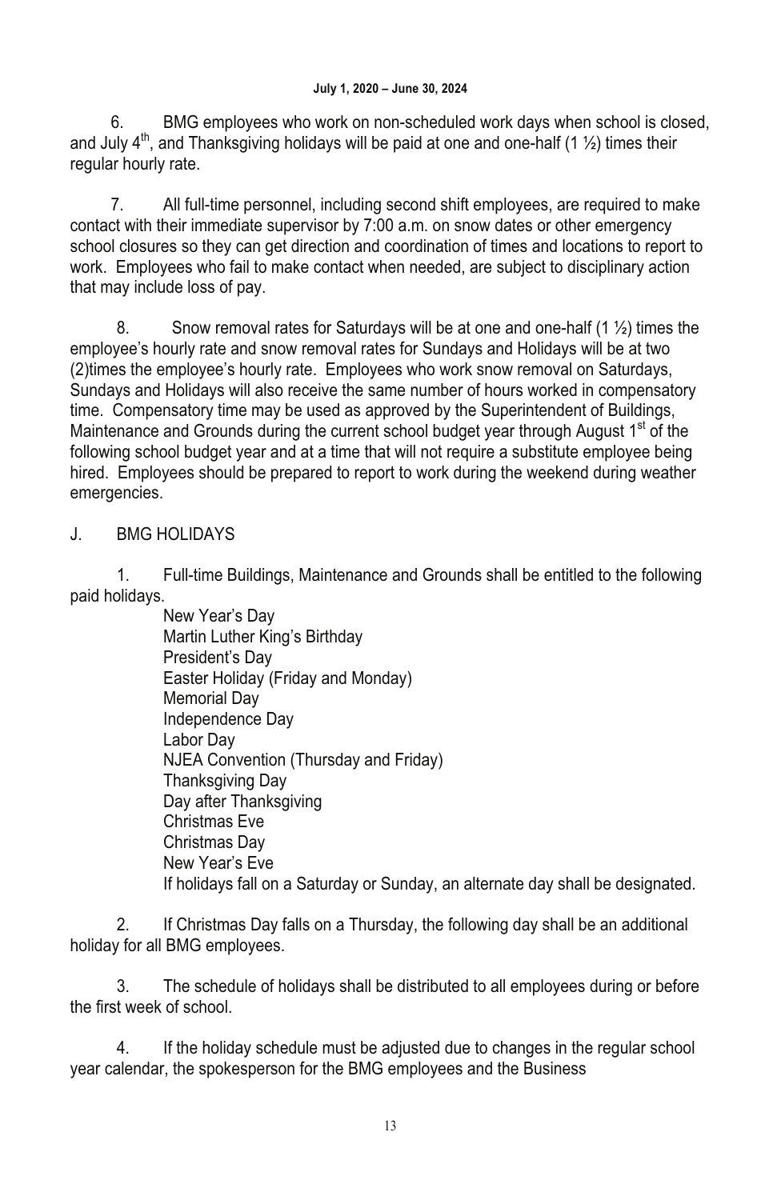6. BMG employees who work on non-scheduled work days when school is closed, and July 4th, and Thanksgiving holidays will be paid at one and one-half (1 ½) times their regular hourly rate.

7. All full-time personnel, including second shift employees, are required to make contact with their immediate supervisor by 7:00 a.m. on snow dates or other emergency school closures so they can get direction and coordination of times and locations to report to work. Employees who fail to make contact when needed, are subject to disciplinary action that may include loss of pay.

8. Snow removal rates for Saturdays will be at one and one-half (1 ½) times the employee's hourly rate and snow removal rates for Sundays and Holidays will be at two (2)times the employee's hourly rate. Employees who work snow removal on Saturdays, Sundays and Holidays will also receive the same number of hours worked in compensatory time. Compensatory time may be used as approved by the Superintendent of Buildings, Maintenance and Grounds during the current school budget year through August 1st of the following school budget year and at a time that will not require a substitute employee being hired. Employees should be prepared to report to work during the weekend during weather emergencies.

J. BMG HOLIDAYS

1. Full-time Buildings, Maintenance and Grounds shall be entitled to the following paid holidays.

New Year's Day
Martin Luther King's Birthday
President's Day
Easter Holiday (Friday and Monday)
Memorial Day
Independence Day
Labor Day
NJEA Convention (Thursday and Friday)
Thanksgiving Day
Day after Thanksgiving
Christmas Eve
Christmas Day
New Year's Eve
If holidays fall on a Saturday or Sunday, an alternate day shall be designated.

2. If Christmas Day falls on a Thursday, the following day shall be an additional holiday for all BMG employees.

3. The schedule of holidays shall be distributed to all employees during or before the first week of school.

4. If the holiday schedule must be adjusted due to changes in the regular school year calendar, the spokesperson for the BMG employees and the Business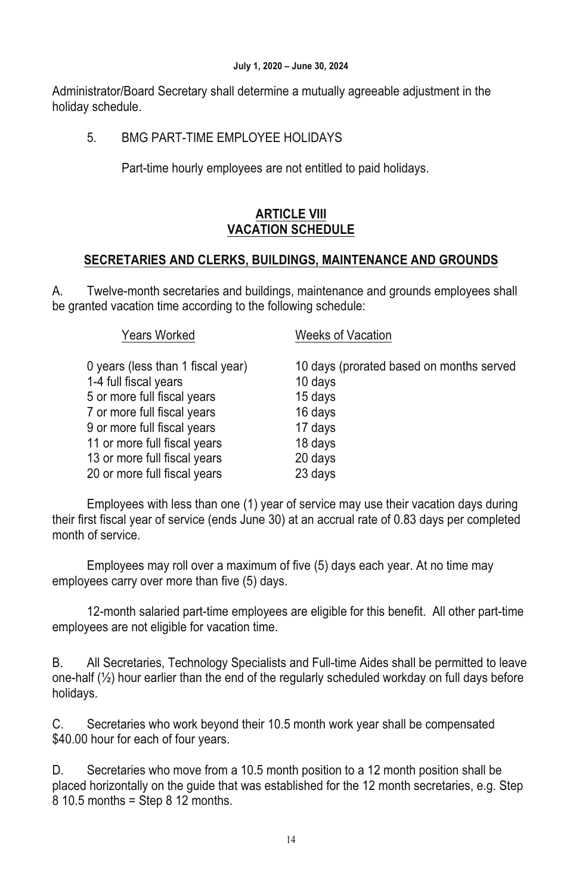Administrator/Board Secretary shall determine a mutually agreeable adjustment in the holiday schedule.

5. BMG PART-TIME EMPLOYEE HOLIDAYS

Part-time hourly employees are not entitled to paid holidays.

## ARTICLE VIII
## VACATION SCHEDULE

### SECRETARIES AND CLERKS, BUILDINGS, MAINTENANCE AND GROUNDS

A. Twelve-month secretaries and buildings, maintenance and grounds employees shall be granted vacation time according to the following schedule:

| Years Worked | Weeks of Vacation |
|---|---|
| 0 years (less than 1 fiscal year) | 10 days (prorated based on months served |
| 1-4 full fiscal years | 10 days |
| 5 or more full fiscal years | 15 days |
| 7 or more full fiscal years | 16 days |
| 9 or more full fiscal years | 17 days |
| 11 or more full fiscal years | 18 days |
| 13 or more full fiscal years | 20 days |
| 20 or more full fiscal years | 23 days |

Employees with less than one (1) year of service may use their vacation days during their first fiscal year of service (ends June 30) at an accrual rate of 0.83 days per completed month of service.

Employees may roll over a maximum of five (5) days each year. At no time may employees carry over more than five (5) days.

12-month salaried part-time employees are eligible for this benefit. All other part-time employees are not eligible for vacation time.

B. All Secretaries, Technology Specialists and Full-time Aides shall be permitted to leave one-half (½) hour earlier than the end of the regularly scheduled workday on full days before holidays.

C. Secretaries who work beyond their 10.5 month work year shall be compensated $40.00 hour for each of four years.

D. Secretaries who move from a 10.5 month position to a 12 month position shall be placed horizontally on the guide that was established for the 12 month secretaries, e.g. Step 8 10.5 months = Step 8 12 months.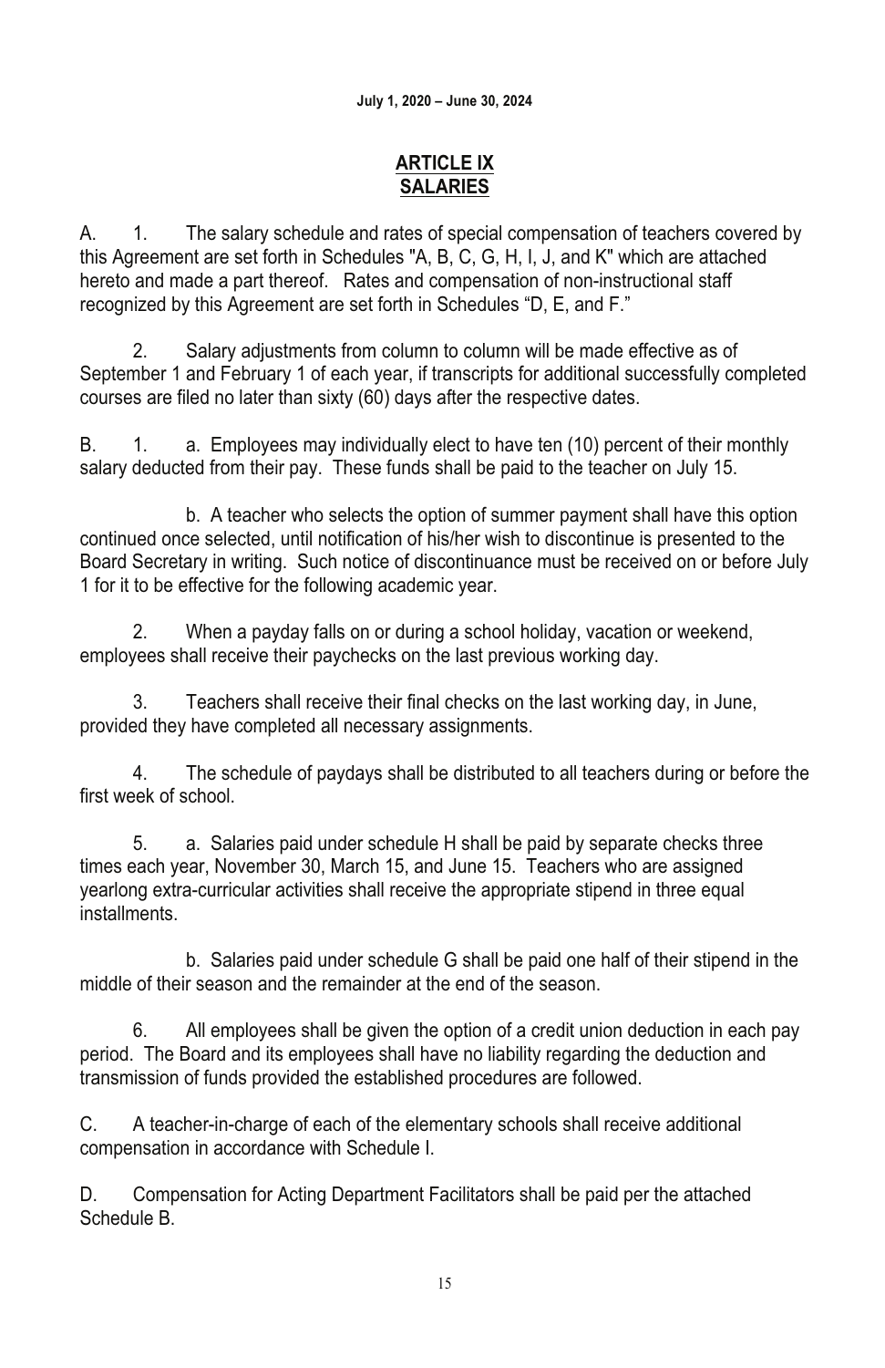# ARTICLE IX
# SALARIES

A. 1. The salary schedule and rates of special compensation of teachers covered by this Agreement are set forth in Schedules "A, B, C, G, H, I, J, and K" which are attached hereto and made a part thereof. Rates and compensation of non-instructional staff recognized by this Agreement are set forth in Schedules "D, E, and F."

2. Salary adjustments from column to column will be made effective as of September 1 and February 1 of each year, if transcripts for additional successfully completed courses are filed no later than sixty (60) days after the respective dates.

B. 1. a. Employees may individually elect to have ten (10) percent of their monthly salary deducted from their pay. These funds shall be paid to the teacher on July 15.

b. A teacher who selects the option of summer payment shall have this option continued once selected, until notification of his/her wish to discontinue is presented to the Board Secretary in writing. Such notice of discontinuance must be received on or before July 1 for it to be effective for the following academic year.

2. When a payday falls on or during a school holiday, vacation or weekend, employees shall receive their paychecks on the last previous working day.

3. Teachers shall receive their final checks on the last working day, in June, provided they have completed all necessary assignments.

4. The schedule of paydays shall be distributed to all teachers during or before the first week of school.

5. a. Salaries paid under schedule H shall be paid by separate checks three times each year, November 30, March 15, and June 15. Teachers who are assigned yearlong extra-curricular activities shall receive the appropriate stipend in three equal installments.

b. Salaries paid under schedule G shall be paid one half of their stipend in the middle of their season and the remainder at the end of the season.

6. All employees shall be given the option of a credit union deduction in each pay period. The Board and its employees shall have no liability regarding the deduction and transmission of funds provided the established procedures are followed.

C. A teacher-in-charge of each of the elementary schools shall receive additional compensation in accordance with Schedule I.

D. Compensation for Acting Department Facilitators shall be paid per the attached Schedule B.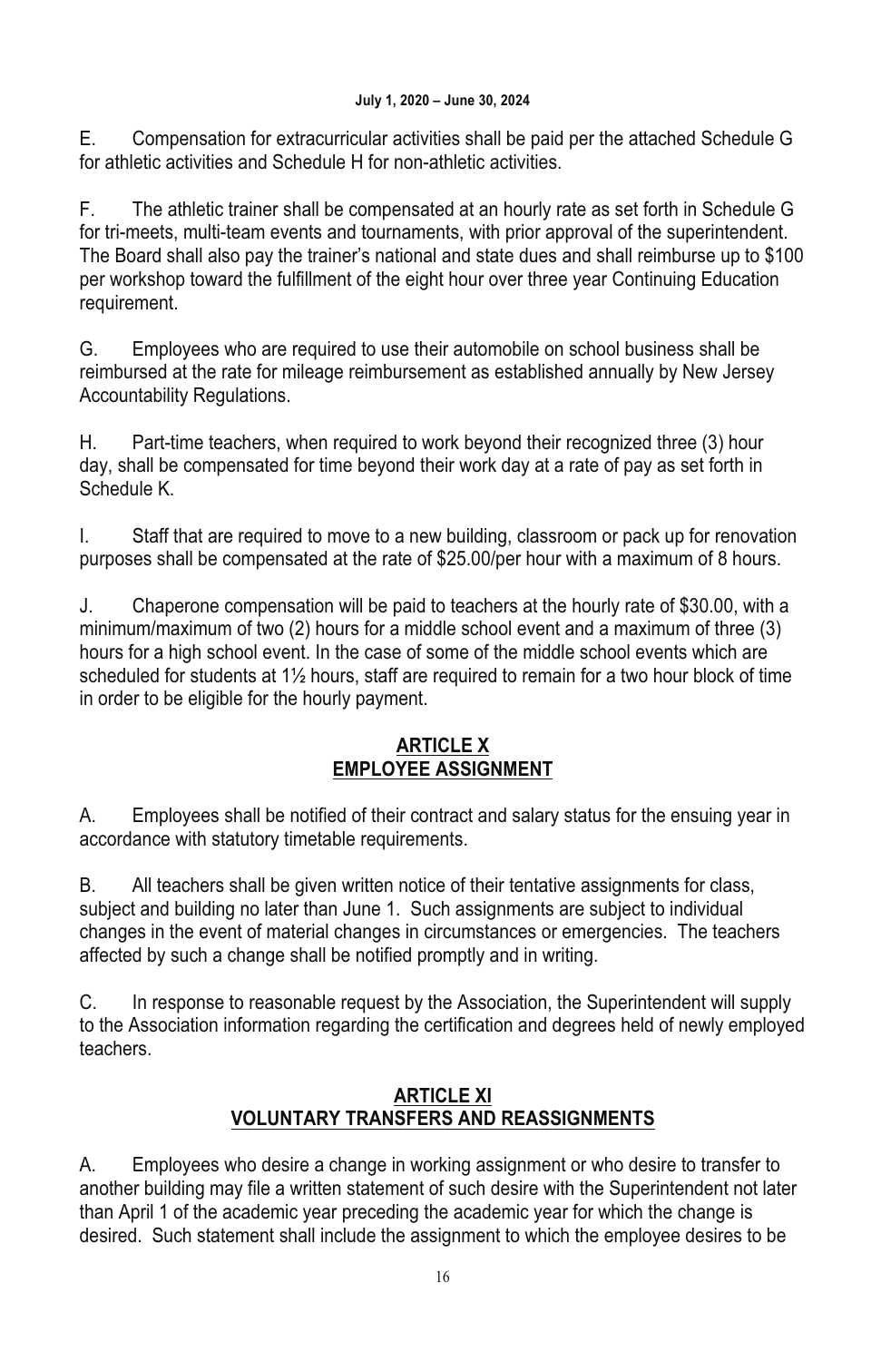E. Compensation for extracurricular activities shall be paid per the attached Schedule G for athletic activities and Schedule H for non-athletic activities.

F. The athletic trainer shall be compensated at an hourly rate as set forth in Schedule G for tri-meets, multi-team events and tournaments, with prior approval of the superintendent. The Board shall also pay the trainer's national and state dues and shall reimburse up to $100 per workshop toward the fulfillment of the eight hour over three year Continuing Education requirement.

G. Employees who are required to use their automobile on school business shall be reimbursed at the rate for mileage reimbursement as established annually by New Jersey Accountability Regulations.

H. Part-time teachers, when required to work beyond their recognized three (3) hour day, shall be compensated for time beyond their work day at a rate of pay as set forth in Schedule K.

I. Staff that are required to move to a new building, classroom or pack up for renovation purposes shall be compensated at the rate of $25.00/per hour with a maximum of 8 hours.

J. Chaperone compensation will be paid to teachers at the hourly rate of $30.00, with a minimum/maximum of two (2) hours for a middle school event and a maximum of three (3) hours for a high school event. In the case of some of the middle school events which are scheduled for students at 1½ hours, staff are required to remain for a two hour block of time in order to be eligible for the hourly payment.

## ARTICLE X
## EMPLOYEE ASSIGNMENT

A. Employees shall be notified of their contract and salary status for the ensuing year in accordance with statutory timetable requirements.

B. All teachers shall be given written notice of their tentative assignments for class, subject and building no later than June 1. Such assignments are subject to individual changes in the event of material changes in circumstances or emergencies. The teachers affected by such a change shall be notified promptly and in writing.

C. In response to reasonable request by the Association, the Superintendent will supply to the Association information regarding the certification and degrees held of newly employed teachers.

## ARTICLE XI
## VOLUNTARY TRANSFERS AND REASSIGNMENTS

A. Employees who desire a change in working assignment or who desire to transfer to another building may file a written statement of such desire with the Superintendent not later than April 1 of the academic year preceding the academic year for which the change is desired. Such statement shall include the assignment to which the employee desires to be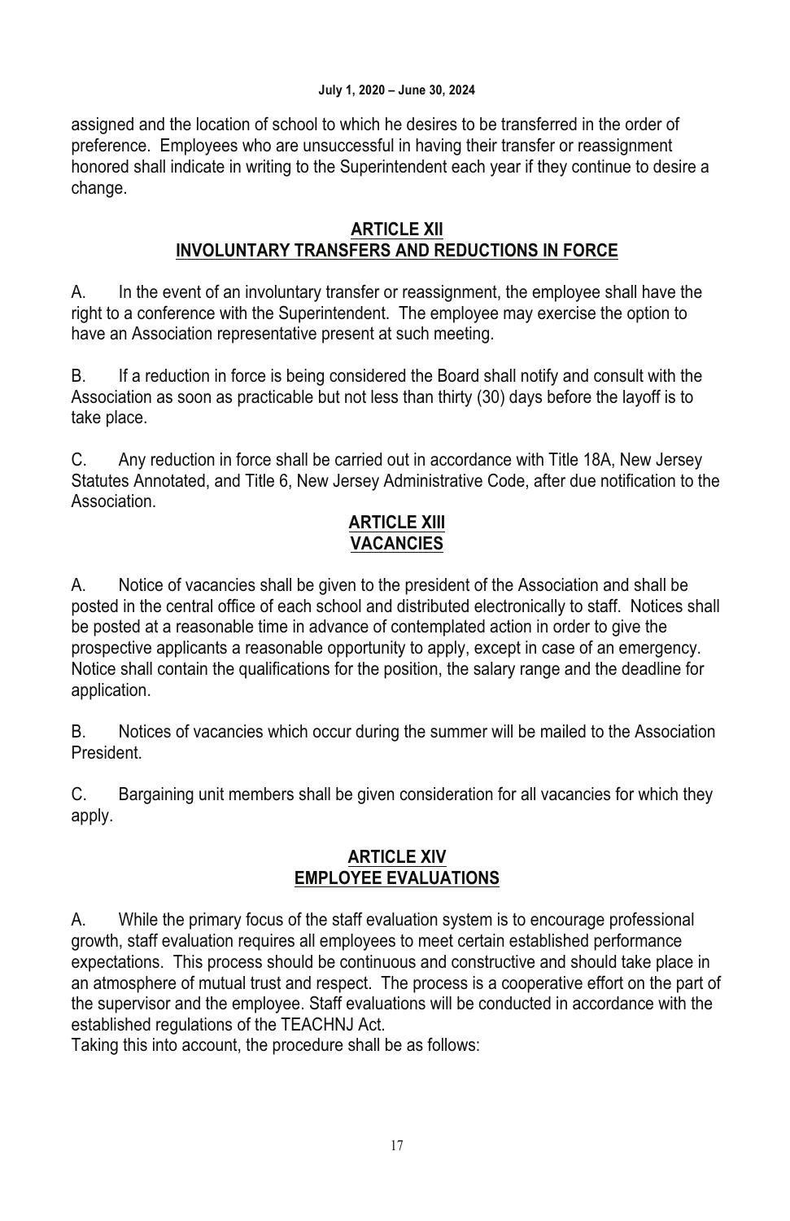assigned and the location of school to which he desires to be transferred in the order of preference. Employees who are unsuccessful in having their transfer or reassignment honored shall indicate in writing to the Superintendent each year if they continue to desire a change.

## ARTICLE XII
## INVOLUNTARY TRANSFERS AND REDUCTIONS IN FORCE

A. In the event of an involuntary transfer or reassignment, the employee shall have the right to a conference with the Superintendent. The employee may exercise the option to have an Association representative present at such meeting.

B. If a reduction in force is being considered the Board shall notify and consult with the Association as soon as practicable but not less than thirty (30) days before the layoff is to take place.

C. Any reduction in force shall be carried out in accordance with Title 18A, New Jersey Statutes Annotated, and Title 6, New Jersey Administrative Code, after due notification to the Association.

## ARTICLE XIII
## VACANCIES

A. Notice of vacancies shall be given to the president of the Association and shall be posted in the central office of each school and distributed electronically to staff. Notices shall be posted at a reasonable time in advance of contemplated action in order to give the prospective applicants a reasonable opportunity to apply, except in case of an emergency. Notice shall contain the qualifications for the position, the salary range and the deadline for application.

B. Notices of vacancies which occur during the summer will be mailed to the Association President.

C. Bargaining unit members shall be given consideration for all vacancies for which they apply.

## ARTICLE XIV
## EMPLOYEE EVALUATIONS

A. While the primary focus of the staff evaluation system is to encourage professional growth, staff evaluation requires all employees to meet certain established performance expectations. This process should be continuous and constructive and should take place in an atmosphere of mutual trust and respect. The process is a cooperative effort on the part of the supervisor and the employee. Staff evaluations will be conducted in accordance with the established regulations of the TEACHNJ Act.

Taking this into account, the procedure shall be as follows: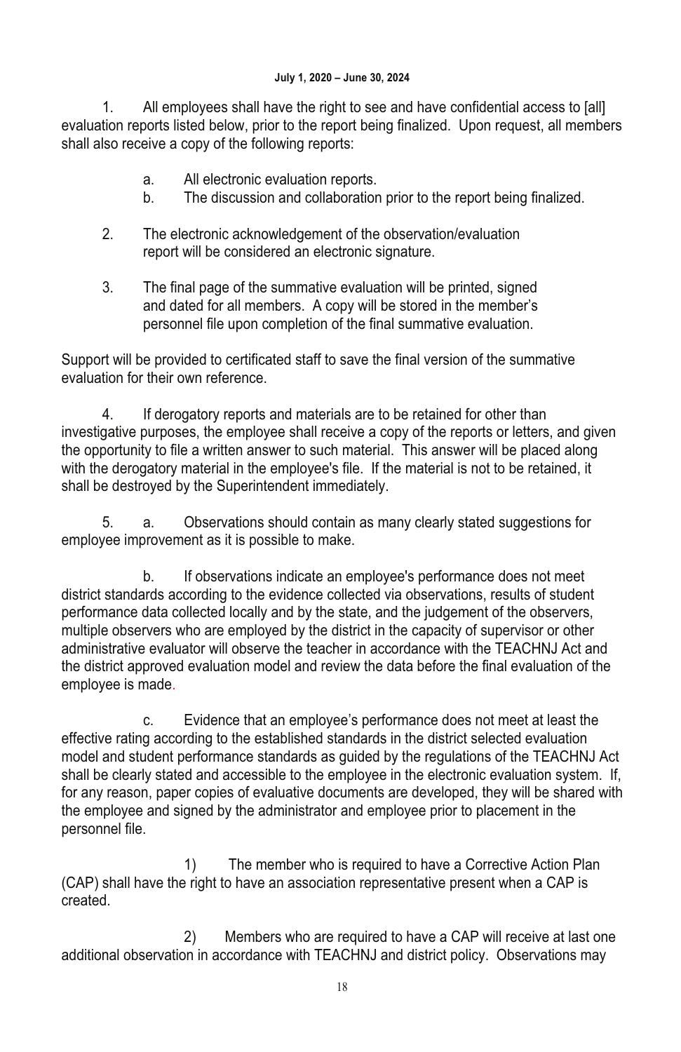1. All employees shall have the right to see and have confidential access to [all] evaluation reports listed below, prior to the report being finalized. Upon request, all members shall also receive a copy of the following reports:

   a. All electronic evaluation reports.
   b. The discussion and collaboration prior to the report being finalized.

2. The electronic acknowledgement of the observation/evaluation report will be considered an electronic signature.

3. The final page of the summative evaluation will be printed, signed and dated for all members. A copy will be stored in the member's personnel file upon completion of the final summative evaluation.

Support will be provided to certificated staff to save the final version of the summative evaluation for their own reference.

4. If derogatory reports and materials are to be retained for other than investigative purposes, the employee shall receive a copy of the reports or letters, and given the opportunity to file a written answer to such material. This answer will be placed along with the derogatory material in the employee's file. If the material is not to be retained, it shall be destroyed by the Superintendent immediately.

5. a. Observations should contain as many clearly stated suggestions for employee improvement as it is possible to make.

   b. If observations indicate an employee's performance does not meet district standards according to the evidence collected via observations, results of student performance data collected locally and by the state, and the judgement of the observers, multiple observers who are employed by the district in the capacity of supervisor or other administrative evaluator will observe the teacher in accordance with the TEACHNJ Act and the district approved evaluation model and review the data before the final evaluation of the employee is made.

   c. Evidence that an employee's performance does not meet at least the effective rating according to the established standards in the district selected evaluation model and student performance standards as guided by the regulations of the TEACHNJ Act shall be clearly stated and accessible to the employee in the electronic evaluation system. If, for any reason, paper copies of evaluative documents are developed, they will be shared with the employee and signed by the administrator and employee prior to placement in the personnel file.

      1) The member who is required to have a Corrective Action Plan (CAP) shall have the right to have an association representative present when a CAP is created.

      2) Members who are required to have a CAP will receive at last one additional observation in accordance with TEACHNJ and district policy. Observations may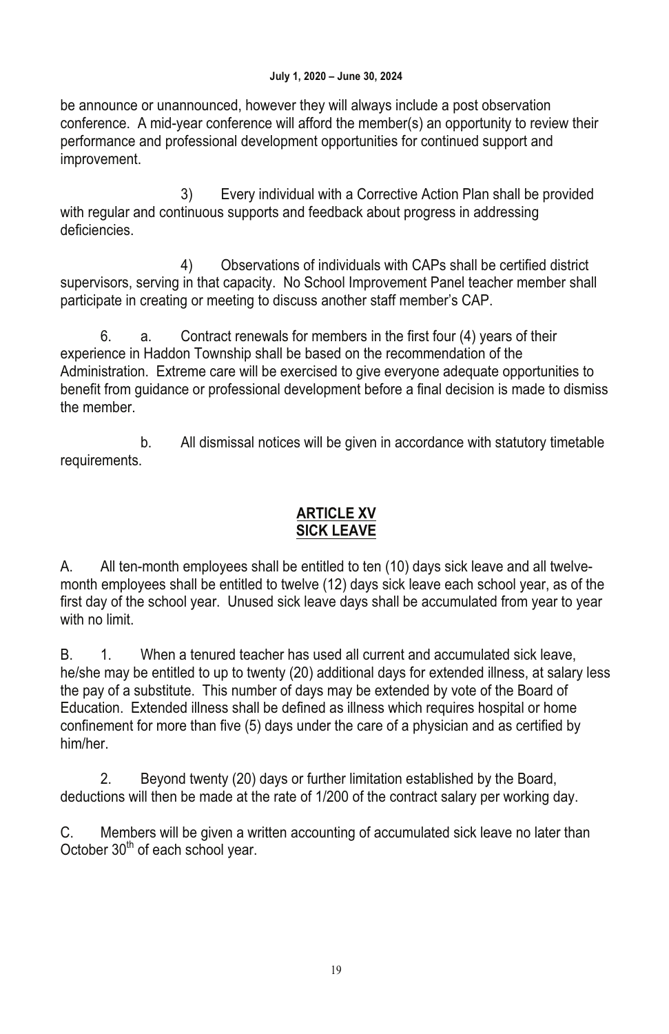be announce or unannounced, however they will always include a post observation conference. A mid-year conference will afford the member(s) an opportunity to review their performance and professional development opportunities for continued support and improvement.

3) Every individual with a Corrective Action Plan shall be provided with regular and continuous supports and feedback about progress in addressing deficiencies.

4) Observations of individuals with CAPs shall be certified district supervisors, serving in that capacity. No School Improvement Panel teacher member shall participate in creating or meeting to discuss another staff member's CAP.

6. a. Contract renewals for members in the first four (4) years of their experience in Haddon Township shall be based on the recommendation of the Administration. Extreme care will be exercised to give everyone adequate opportunities to benefit from guidance or professional development before a final decision is made to dismiss the member.

b. All dismissal notices will be given in accordance with statutory timetable requirements.

## ARTICLE XV
## SICK LEAVE

A. All ten-month employees shall be entitled to ten (10) days sick leave and all twelve-month employees shall be entitled to twelve (12) days sick leave each school year, as of the first day of the school year. Unused sick leave days shall be accumulated from year to year with no limit.

B. 1. When a tenured teacher has used all current and accumulated sick leave, he/she may be entitled to up to twenty (20) additional days for extended illness, at salary less the pay of a substitute. This number of days may be extended by vote of the Board of Education. Extended illness shall be defined as illness which requires hospital or home confinement for more than five (5) days under the care of a physician and as certified by him/her.

2. Beyond twenty (20) days or further limitation established by the Board, deductions will then be made at the rate of 1/200 of the contract salary per working day.

C. Members will be given a written accounting of accumulated sick leave no later than October 30th of each school year.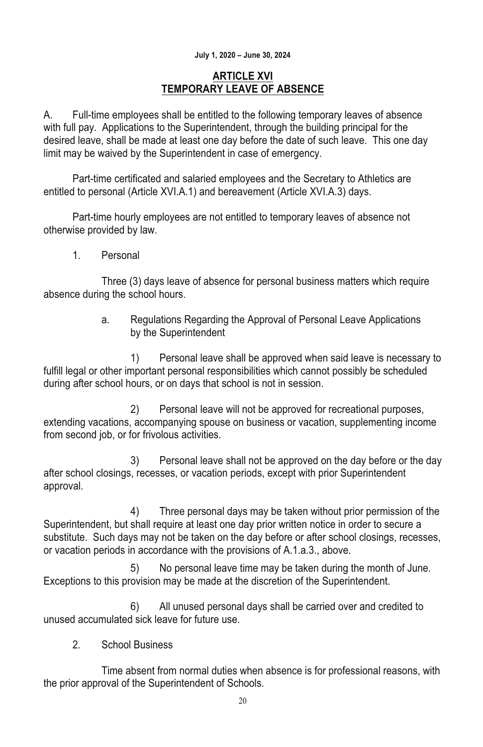## ARTICLE XVI
## TEMPORARY LEAVE OF ABSENCE

A. Full-time employees shall be entitled to the following temporary leaves of absence with full pay. Applications to the Superintendent, through the building principal for the desired leave, shall be made at least one day before the date of such leave. This one day limit may be waived by the Superintendent in case of emergency.

Part-time certificated and salaried employees and the Secretary to Athletics are entitled to personal (Article XVI.A.1) and bereavement (Article XVI.A.3) days.

Part-time hourly employees are not entitled to temporary leaves of absence not otherwise provided by law.

1. Personal

Three (3) days leave of absence for personal business matters which require absence during the school hours.

a. Regulations Regarding the Approval of Personal Leave Applications by the Superintendent

1) Personal leave shall be approved when said leave is necessary to fulfill legal or other important personal responsibilities which cannot possibly be scheduled during after school hours, or on days that school is not in session.

2) Personal leave will not be approved for recreational purposes, extending vacations, accompanying spouse on business or vacation, supplementing income from second job, or for frivolous activities.

3) Personal leave shall not be approved on the day before or the day after school closings, recesses, or vacation periods, except with prior Superintendent approval.

4) Three personal days may be taken without prior permission of the Superintendent, but shall require at least one day prior written notice in order to secure a substitute. Such days may not be taken on the day before or after school closings, recesses, or vacation periods in accordance with the provisions of A.1.a.3., above.

5) No personal leave time may be taken during the month of June. Exceptions to this provision may be made at the discretion of the Superintendent.

6) All unused personal days shall be carried over and credited to unused accumulated sick leave for future use.

2. School Business

Time absent from normal duties when absence is for professional reasons, with the prior approval of the Superintendent of Schools.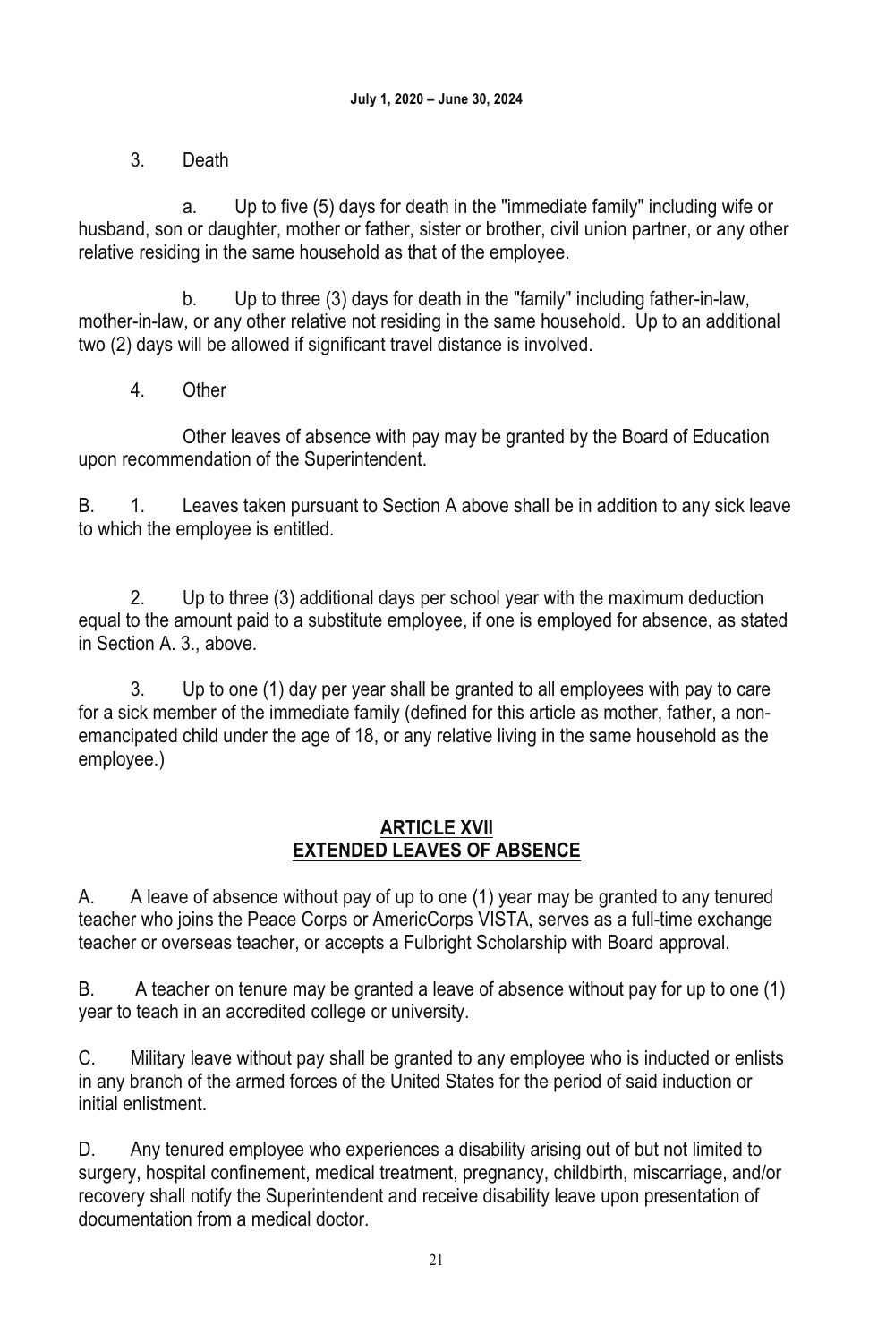3. Death

a. Up to five (5) days for death in the "immediate family" including wife or husband, son or daughter, mother or father, sister or brother, civil union partner, or any other relative residing in the same household as that of the employee.

b. Up to three (3) days for death in the "family" including father-in-law, mother-in-law, or any other relative not residing in the same household. Up to an additional two (2) days will be allowed if significant travel distance is involved.

4. Other

Other leaves of absence with pay may be granted by the Board of Education upon recommendation of the Superintendent.

B. 1. Leaves taken pursuant to Section A above shall be in addition to any sick leave to which the employee is entitled.

2. Up to three (3) additional days per school year with the maximum deduction equal to the amount paid to a substitute employee, if one is employed for absence, as stated in Section A. 3., above.

3. Up to one (1) day per year shall be granted to all employees with pay to care for a sick member of the immediate family (defined for this article as mother, father, a non-emancipated child under the age of 18, or any relative living in the same household as the employee.)

## ARTICLE XVII
## EXTENDED LEAVES OF ABSENCE

A. A leave of absence without pay of up to one (1) year may be granted to any tenured teacher who joins the Peace Corps or AmericCorps VISTA, serves as a full-time exchange teacher or overseas teacher, or accepts a Fulbright Scholarship with Board approval.

B. A teacher on tenure may be granted a leave of absence without pay for up to one (1) year to teach in an accredited college or university.

C. Military leave without pay shall be granted to any employee who is inducted or enlists in any branch of the armed forces of the United States for the period of said induction or initial enlistment.

D. Any tenured employee who experiences a disability arising out of but not limited to surgery, hospital confinement, medical treatment, pregnancy, childbirth, miscarriage, and/or recovery shall notify the Superintendent and receive disability leave upon presentation of documentation from a medical doctor.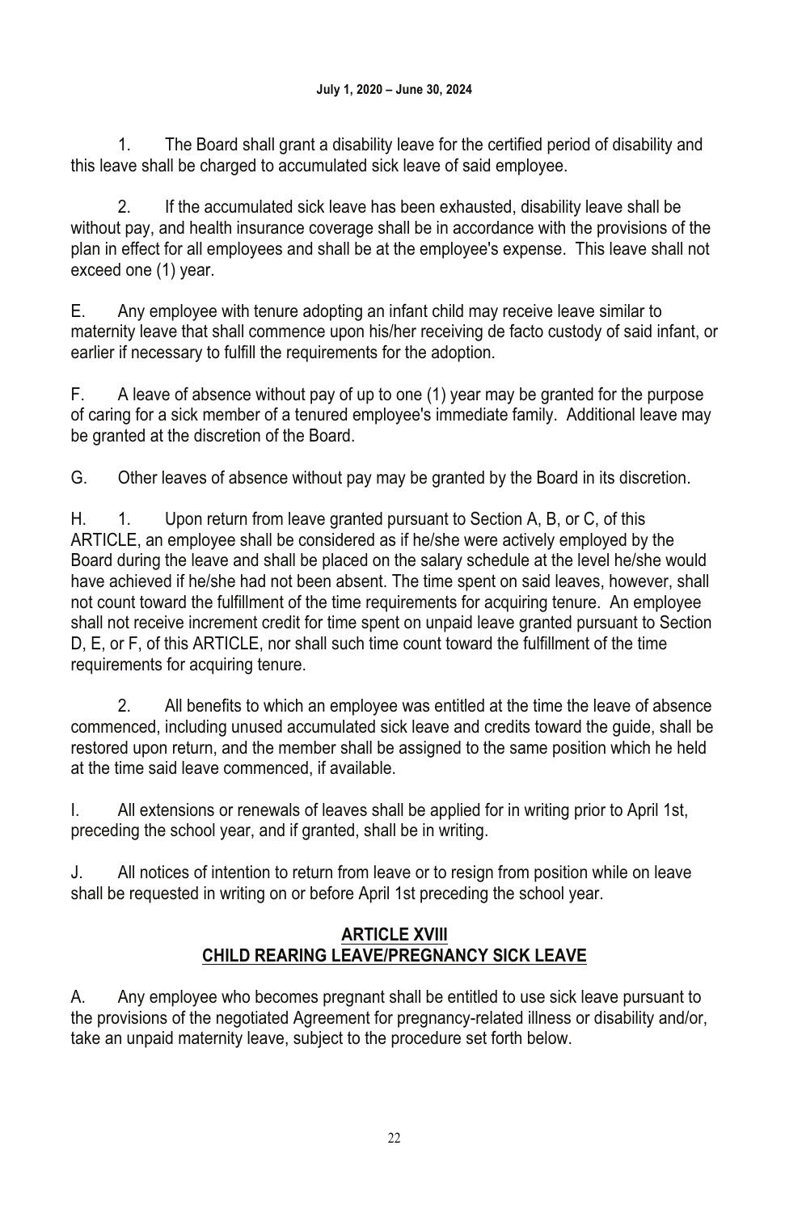1. The Board shall grant a disability leave for the certified period of disability and this leave shall be charged to accumulated sick leave of said employee.

2. If the accumulated sick leave has been exhausted, disability leave shall be without pay, and health insurance coverage shall be in accordance with the provisions of the plan in effect for all employees and shall be at the employee's expense. This leave shall not exceed one (1) year.

E. Any employee with tenure adopting an infant child may receive leave similar to maternity leave that shall commence upon his/her receiving de facto custody of said infant, or earlier if necessary to fulfill the requirements for the adoption.

F. A leave of absence without pay of up to one (1) year may be granted for the purpose of caring for a sick member of a tenured employee's immediate family. Additional leave may be granted at the discretion of the Board.

G. Other leaves of absence without pay may be granted by the Board in its discretion.

H. 1. Upon return from leave granted pursuant to Section A, B, or C, of this ARTICLE, an employee shall be considered as if he/she were actively employed by the Board during the leave and shall be placed on the salary schedule at the level he/she would have achieved if he/she had not been absent. The time spent on said leaves, however, shall not count toward the fulfillment of the time requirements for acquiring tenure. An employee shall not receive increment credit for time spent on unpaid leave granted pursuant to Section D, E, or F, of this ARTICLE, nor shall such time count toward the fulfillment of the time requirements for acquiring tenure.

2. All benefits to which an employee was entitled at the time the leave of absence commenced, including unused accumulated sick leave and credits toward the guide, shall be restored upon return, and the member shall be assigned to the same position which he held at the time said leave commenced, if available.

I. All extensions or renewals of leaves shall be applied for in writing prior to April 1st, preceding the school year, and if granted, shall be in writing.

J. All notices of intention to return from leave or to resign from position while on leave shall be requested in writing on or before April 1st preceding the school year.

## ARTICLE XVIII
## CHILD REARING LEAVE/PREGNANCY SICK LEAVE

A. Any employee who becomes pregnant shall be entitled to use sick leave pursuant to the provisions of the negotiated Agreement for pregnancy-related illness or disability and/or, take an unpaid maternity leave, subject to the procedure set forth below.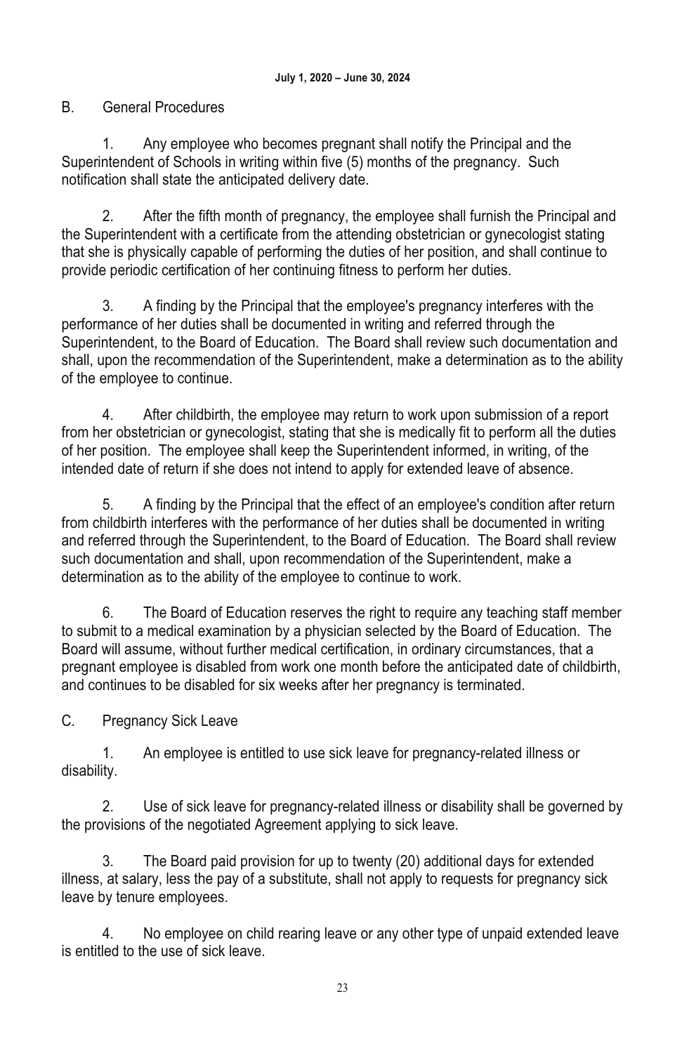B. General Procedures

1. Any employee who becomes pregnant shall notify the Principal and the Superintendent of Schools in writing within five (5) months of the pregnancy. Such notification shall state the anticipated delivery date.

2. After the fifth month of pregnancy, the employee shall furnish the Principal and the Superintendent with a certificate from the attending obstetrician or gynecologist stating that she is physically capable of performing the duties of her position, and shall continue to provide periodic certification of her continuing fitness to perform her duties.

3. A finding by the Principal that the employee's pregnancy interferes with the performance of her duties shall be documented in writing and referred through the Superintendent, to the Board of Education. The Board shall review such documentation and shall, upon the recommendation of the Superintendent, make a determination as to the ability of the employee to continue.

4. After childbirth, the employee may return to work upon submission of a report from her obstetrician or gynecologist, stating that she is medically fit to perform all the duties of her position. The employee shall keep the Superintendent informed, in writing, of the intended date of return if she does not intend to apply for extended leave of absence.

5. A finding by the Principal that the effect of an employee's condition after return from childbirth interferes with the performance of her duties shall be documented in writing and referred through the Superintendent, to the Board of Education. The Board shall review such documentation and shall, upon recommendation of the Superintendent, make a determination as to the ability of the employee to continue to work.

6. The Board of Education reserves the right to require any teaching staff member to submit to a medical examination by a physician selected by the Board of Education. The Board will assume, without further medical certification, in ordinary circumstances, that a pregnant employee is disabled from work one month before the anticipated date of childbirth, and continues to be disabled for six weeks after her pregnancy is terminated.

C. Pregnancy Sick Leave

1. An employee is entitled to use sick leave for pregnancy-related illness or disability.

2. Use of sick leave for pregnancy-related illness or disability shall be governed by the provisions of the negotiated Agreement applying to sick leave.

3. The Board paid provision for up to twenty (20) additional days for extended illness, at salary, less the pay of a substitute, shall not apply to requests for pregnancy sick leave by tenure employees.

4. No employee on child rearing leave or any other type of unpaid extended leave is entitled to the use of sick leave.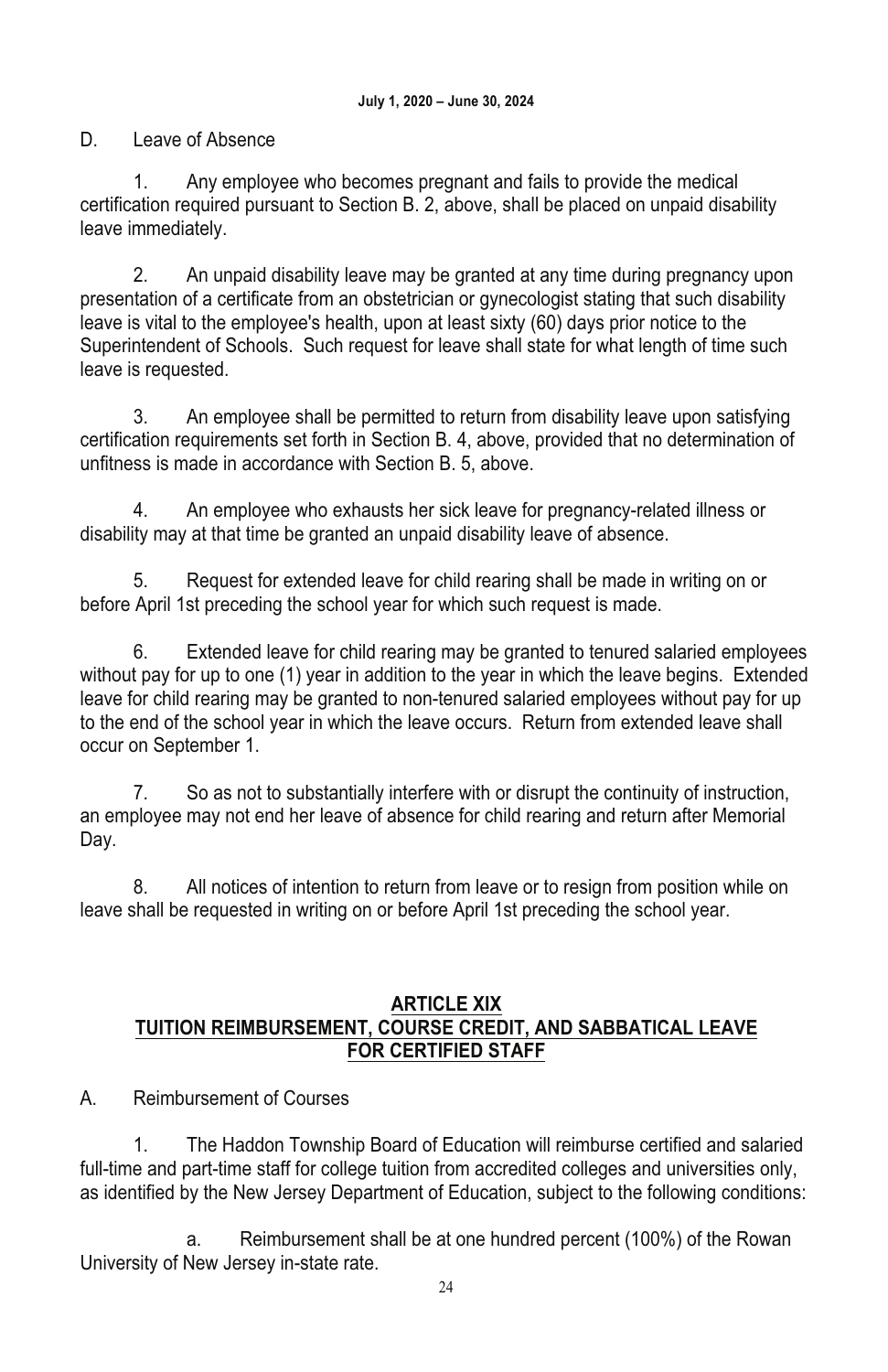D. Leave of Absence

1. Any employee who becomes pregnant and fails to provide the medical certification required pursuant to Section B. 2, above, shall be placed on unpaid disability leave immediately.

2. An unpaid disability leave may be granted at any time during pregnancy upon presentation of a certificate from an obstetrician or gynecologist stating that such disability leave is vital to the employee's health, upon at least sixty (60) days prior notice to the Superintendent of Schools. Such request for leave shall state for what length of time such leave is requested.

3. An employee shall be permitted to return from disability leave upon satisfying certification requirements set forth in Section B. 4, above, provided that no determination of unfitness is made in accordance with Section B. 5, above.

4. An employee who exhausts her sick leave for pregnancy-related illness or disability may at that time be granted an unpaid disability leave of absence.

5. Request for extended leave for child rearing shall be made in writing on or before April 1st preceding the school year for which such request is made.

6. Extended leave for child rearing may be granted to tenured salaried employees without pay for up to one (1) year in addition to the year in which the leave begins. Extended leave for child rearing may be granted to non-tenured salaried employees without pay for up to the end of the school year in which the leave occurs. Return from extended leave shall occur on September 1.

7. So as not to substantially interfere with or disrupt the continuity of instruction, an employee may not end her leave of absence for child rearing and return after Memorial Day.

8. All notices of intention to return from leave or to resign from position while on leave shall be requested in writing on or before April 1st preceding the school year.

## ARTICLE XIX
## TUITION REIMBURSEMENT, COURSE CREDIT, AND SABBATICAL LEAVE FOR CERTIFIED STAFF

A. Reimbursement of Courses

1. The Haddon Township Board of Education will reimburse certified and salaried full-time and part-time staff for college tuition from accredited colleges and universities only, as identified by the New Jersey Department of Education, subject to the following conditions:

a. Reimbursement shall be at one hundred percent (100%) of the Rowan University of New Jersey in-state rate.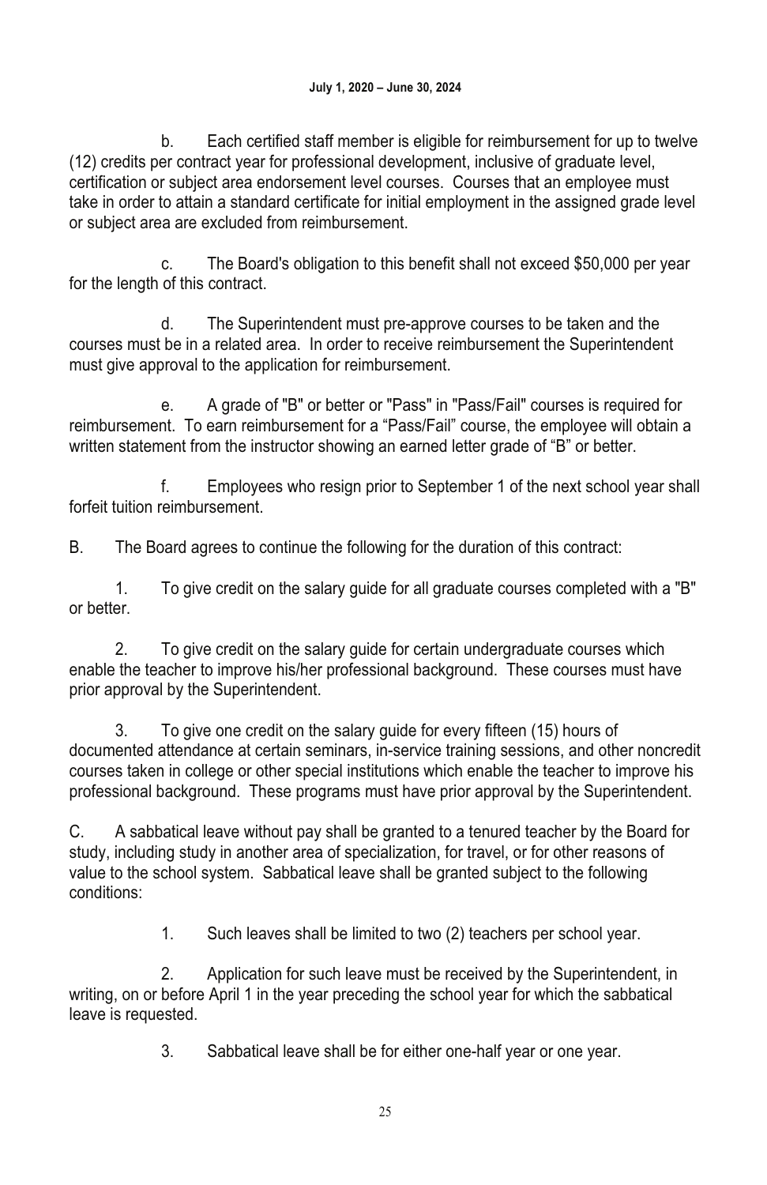b. Each certified staff member is eligible for reimbursement for up to twelve (12) credits per contract year for professional development, inclusive of graduate level, certification or subject area endorsement level courses. Courses that an employee must take in order to attain a standard certificate for initial employment in the assigned grade level or subject area are excluded from reimbursement.

c. The Board's obligation to this benefit shall not exceed $50,000 per year for the length of this contract.

d. The Superintendent must pre-approve courses to be taken and the courses must be in a related area. In order to receive reimbursement the Superintendent must give approval to the application for reimbursement.

e. A grade of "B" or better or "Pass" in "Pass/Fail" courses is required for reimbursement. To earn reimbursement for a "Pass/Fail" course, the employee will obtain a written statement from the instructor showing an earned letter grade of "B" or better.

f. Employees who resign prior to September 1 of the next school year shall forfeit tuition reimbursement.

B. The Board agrees to continue the following for the duration of this contract:

1. To give credit on the salary guide for all graduate courses completed with a "B" or better.

2. To give credit on the salary guide for certain undergraduate courses which enable the teacher to improve his/her professional background. These courses must have prior approval by the Superintendent.

3. To give one credit on the salary guide for every fifteen (15) hours of documented attendance at certain seminars, in-service training sessions, and other noncredit courses taken in college or other special institutions which enable the teacher to improve his professional background. These programs must have prior approval by the Superintendent.

C. A sabbatical leave without pay shall be granted to a tenured teacher by the Board for study, including study in another area of specialization, for travel, or for other reasons of value to the school system. Sabbatical leave shall be granted subject to the following conditions:

1. Such leaves shall be limited to two (2) teachers per school year.

2. Application for such leave must be received by the Superintendent, in writing, on or before April 1 in the year preceding the school year for which the sabbatical leave is requested.

3. Sabbatical leave shall be for either one-half year or one year.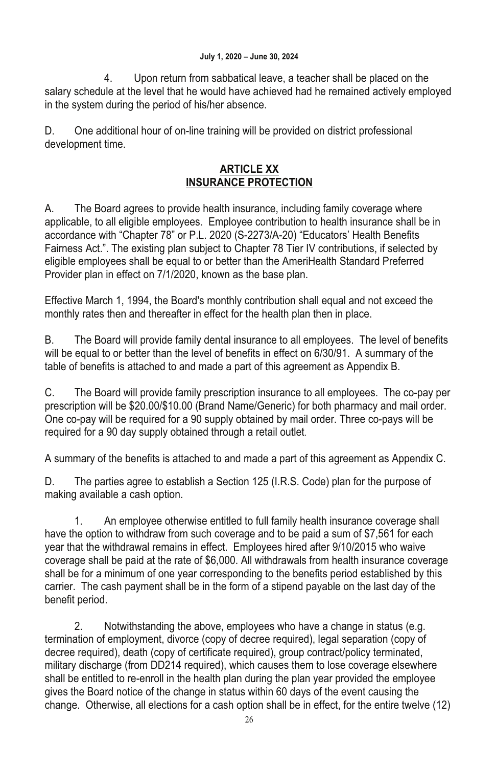4. Upon return from sabbatical leave, a teacher shall be placed on the salary schedule at the level that he would have achieved had he remained actively employed in the system during the period of his/her absence.

D. One additional hour of on-line training will be provided on district professional development time.

## ARTICLE XX
## INSURANCE PROTECTION

A. The Board agrees to provide health insurance, including family coverage where applicable, to all eligible employees. Employee contribution to health insurance shall be in accordance with "Chapter 78" or P.L. 2020 (S-2273/A-20) "Educators' Health Benefits Fairness Act.". The existing plan subject to Chapter 78 Tier IV contributions, if selected by eligible employees shall be equal to or better than the AmeriHealth Standard Preferred Provider plan in effect on 7/1/2020, known as the base plan.

Effective March 1, 1994, the Board's monthly contribution shall equal and not exceed the monthly rates then and thereafter in effect for the health plan then in place.

B. The Board will provide family dental insurance to all employees. The level of benefits will be equal to or better than the level of benefits in effect on 6/30/91. A summary of the table of benefits is attached to and made a part of this agreement as Appendix B.

C. The Board will provide family prescription insurance to all employees. The co-pay per prescription will be $20.00/$10.00 (Brand Name/Generic) for both pharmacy and mail order. One co-pay will be required for a 90 supply obtained by mail order. Three co-pays will be required for a 90 day supply obtained through a retail outlet.

A summary of the benefits is attached to and made a part of this agreement as Appendix C.

D. The parties agree to establish a Section 125 (I.R.S. Code) plan for the purpose of making available a cash option.

1. An employee otherwise entitled to full family health insurance coverage shall have the option to withdraw from such coverage and to be paid a sum of $7,561 for each year that the withdrawal remains in effect. Employees hired after 9/10/2015 who waive coverage shall be paid at the rate of $6,000. All withdrawals from health insurance coverage shall be for a minimum of one year corresponding to the benefits period established by this carrier. The cash payment shall be in the form of a stipend payable on the last day of the benefit period.

2. Notwithstanding the above, employees who have a change in status (e.g. termination of employment, divorce (copy of decree required), legal separation (copy of decree required), death (copy of certificate required), group contract/policy terminated, military discharge (from DD214 required), which causes them to lose coverage elsewhere shall be entitled to re-enroll in the health plan during the plan year provided the employee gives the Board notice of the change in status within 60 days of the event causing the change. Otherwise, all elections for a cash option shall be in effect, for the entire twelve (12)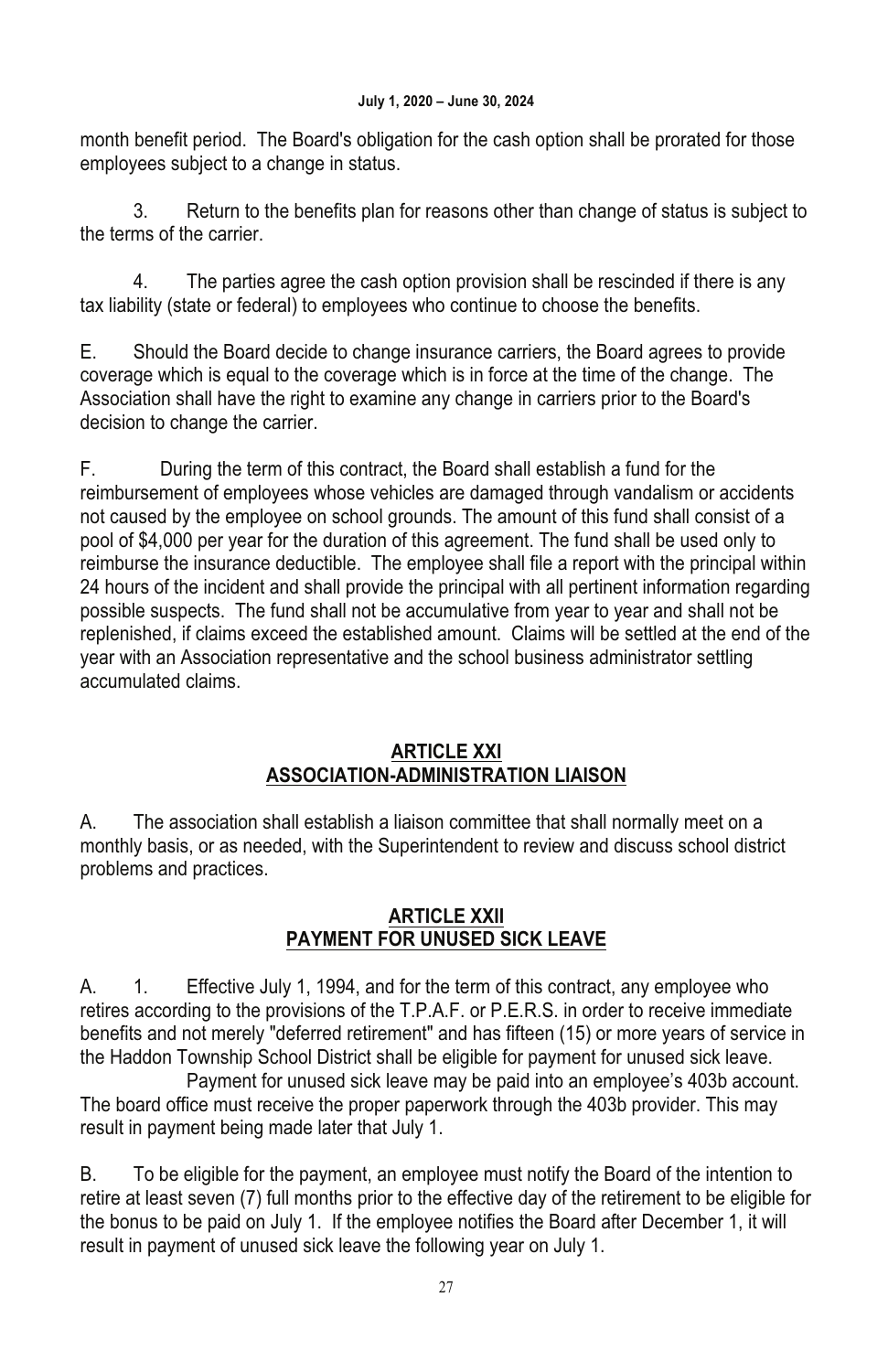month benefit period. The Board's obligation for the cash option shall be prorated for those employees subject to a change in status.

3. Return to the benefits plan for reasons other than change of status is subject to the terms of the carrier.

4. The parties agree the cash option provision shall be rescinded if there is any tax liability (state or federal) to employees who continue to choose the benefits.

E. Should the Board decide to change insurance carriers, the Board agrees to provide coverage which is equal to the coverage which is in force at the time of the change. The Association shall have the right to examine any change in carriers prior to the Board's decision to change the carrier.

F. During the term of this contract, the Board shall establish a fund for the reimbursement of employees whose vehicles are damaged through vandalism or accidents not caused by the employee on school grounds. The amount of this fund shall consist of a pool of $4,000 per year for the duration of this agreement. The fund shall be used only to reimburse the insurance deductible. The employee shall file a report with the principal within 24 hours of the incident and shall provide the principal with all pertinent information regarding possible suspects. The fund shall not be accumulative from year to year and shall not be replenished, if claims exceed the established amount. Claims will be settled at the end of the year with an Association representative and the school business administrator settling accumulated claims.

## ARTICLE XXI
## ASSOCIATION-ADMINISTRATION LIAISON

A. The association shall establish a liaison committee that shall normally meet on a monthly basis, or as needed, with the Superintendent to review and discuss school district problems and practices.

## ARTICLE XXII
## PAYMENT FOR UNUSED SICK LEAVE

A. 1. Effective July 1, 1994, and for the term of this contract, any employee who retires according to the provisions of the T.P.A.F. or P.E.R.S. in order to receive immediate benefits and not merely "deferred retirement" and has fifteen (15) or more years of service in the Haddon Township School District shall be eligible for payment for unused sick leave.

Payment for unused sick leave may be paid into an employee's 403b account. The board office must receive the proper paperwork through the 403b provider. This may result in payment being made later that July 1.

B. To be eligible for the payment, an employee must notify the Board of the intention to retire at least seven (7) full months prior to the effective day of the retirement to be eligible for the bonus to be paid on July 1. If the employee notifies the Board after December 1, it will result in payment of unused sick leave the following year on July 1.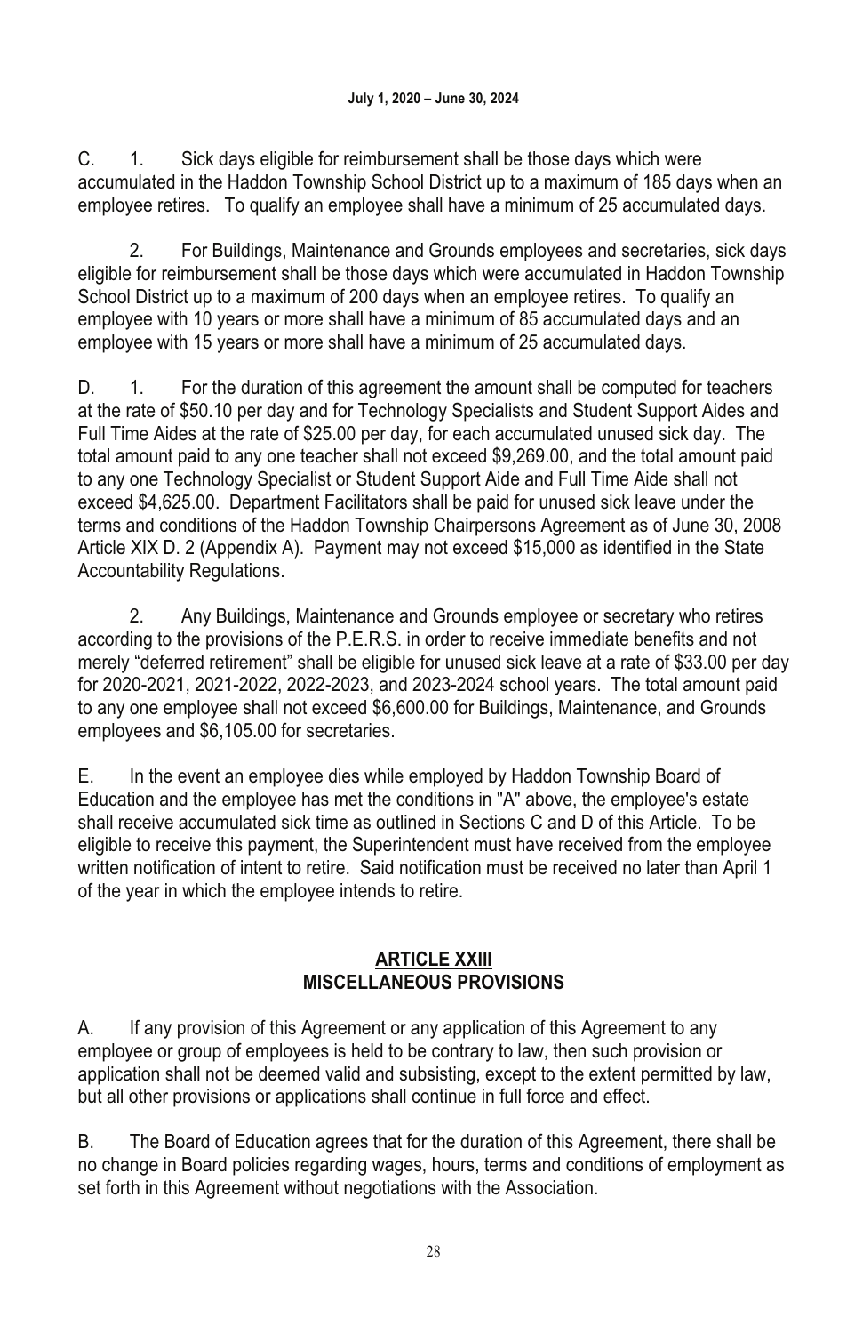C. 1. Sick days eligible for reimbursement shall be those days which were accumulated in the Haddon Township School District up to a maximum of 185 days when an employee retires. To qualify an employee shall have a minimum of 25 accumulated days.

2. For Buildings, Maintenance and Grounds employees and secretaries, sick days eligible for reimbursement shall be those days which were accumulated in Haddon Township School District up to a maximum of 200 days when an employee retires. To qualify an employee with 10 years or more shall have a minimum of 85 accumulated days and an employee with 15 years or more shall have a minimum of 25 accumulated days.

D. 1. For the duration of this agreement the amount shall be computed for teachers at the rate of $50.10 per day and for Technology Specialists and Student Support Aides and Full Time Aides at the rate of $25.00 per day, for each accumulated unused sick day. The total amount paid to any one teacher shall not exceed $9,269.00, and the total amount paid to any one Technology Specialist or Student Support Aide and Full Time Aide shall not exceed $4,625.00. Department Facilitators shall be paid for unused sick leave under the terms and conditions of the Haddon Township Chairpersons Agreement as of June 30, 2008 Article XIX D. 2 (Appendix A). Payment may not exceed $15,000 as identified in the State Accountability Regulations.

2. Any Buildings, Maintenance and Grounds employee or secretary who retires according to the provisions of the P.E.R.S. in order to receive immediate benefits and not merely "deferred retirement" shall be eligible for unused sick leave at a rate of $33.00 per day for 2020-2021, 2021-2022, 2022-2023, and 2023-2024 school years. The total amount paid to any one employee shall not exceed $6,600.00 for Buildings, Maintenance, and Grounds employees and $6,105.00 for secretaries.

E. In the event an employee dies while employed by Haddon Township Board of Education and the employee has met the conditions in "A" above, the employee's estate shall receive accumulated sick time as outlined in Sections C and D of this Article. To be eligible to receive this payment, the Superintendent must have received from the employee written notification of intent to retire. Said notification must be received no later than April 1 of the year in which the employee intends to retire.

## ARTICLE XXIII
## MISCELLANEOUS PROVISIONS

A. If any provision of this Agreement or any application of this Agreement to any employee or group of employees is held to be contrary to law, then such provision or application shall not be deemed valid and subsisting, except to the extent permitted by law, but all other provisions or applications shall continue in full force and effect.

B. The Board of Education agrees that for the duration of this Agreement, there shall be no change in Board policies regarding wages, hours, terms and conditions of employment as set forth in this Agreement without negotiations with the Association.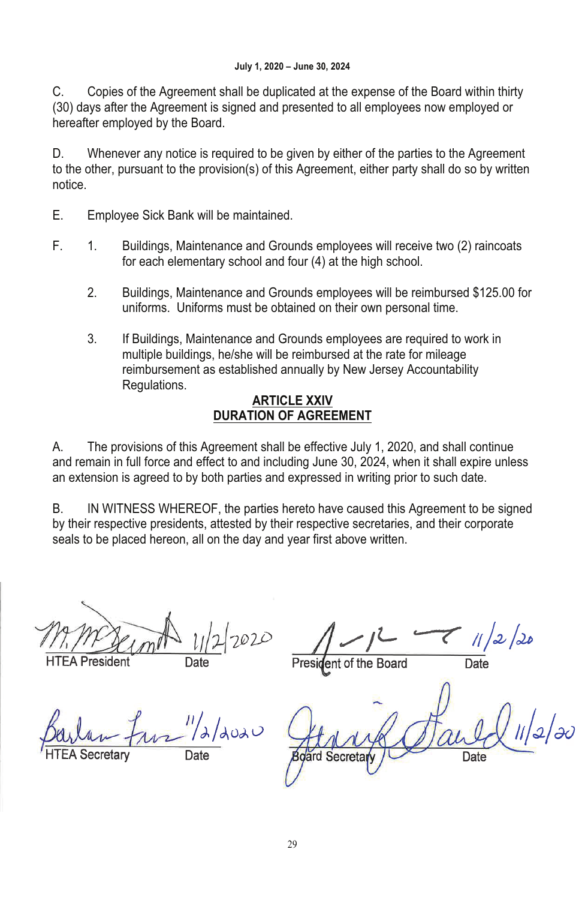C. Copies of the Agreement shall be duplicated at the expense of the Board within thirty (30) days after the Agreement is signed and presented to all employees now employed or hereafter employed by the Board.

D. Whenever any notice is required to be given by either of the parties to the Agreement to the other, pursuant to the provision(s) of this Agreement, either party shall do so by written notice.

E. Employee Sick Bank will be maintained.

F.
1. Buildings, Maintenance and Grounds employees will receive two (2) raincoats for each elementary school and four (4) at the high school.
2. Buildings, Maintenance and Grounds employees will be reimbursed $125.00 for uniforms. Uniforms must be obtained on their own personal time.
3. If Buildings, Maintenance and Grounds employees are required to work in multiple buildings, he/she will be reimbursed at the rate for mileage reimbursement as established annually by New Jersey Accountability Regulations.

## ARTICLE XXIV
## DURATION OF AGREEMENT

A. The provisions of this Agreement shall be effective July 1, 2020, and shall continue and remain in full force and effect to and including June 30, 2024, when it shall expire unless an extension is agreed to by both parties and expressed in writing prior to such date.

B. IN WITNESS WHEREOF, the parties hereto have caused this Agreement to be signed by their respective presidents, attested by their respective secretaries, and their corporate seals to be placed hereon, all on the day and year first above written.

| | | | |
|---|---|---|---|
| HTEA President | Date 11/2/2020 | President of the Board | Date 11/2/20 |
| HTEA Secretary | Date 11/2/2020 | Board Secretary | Date 11/2/20 |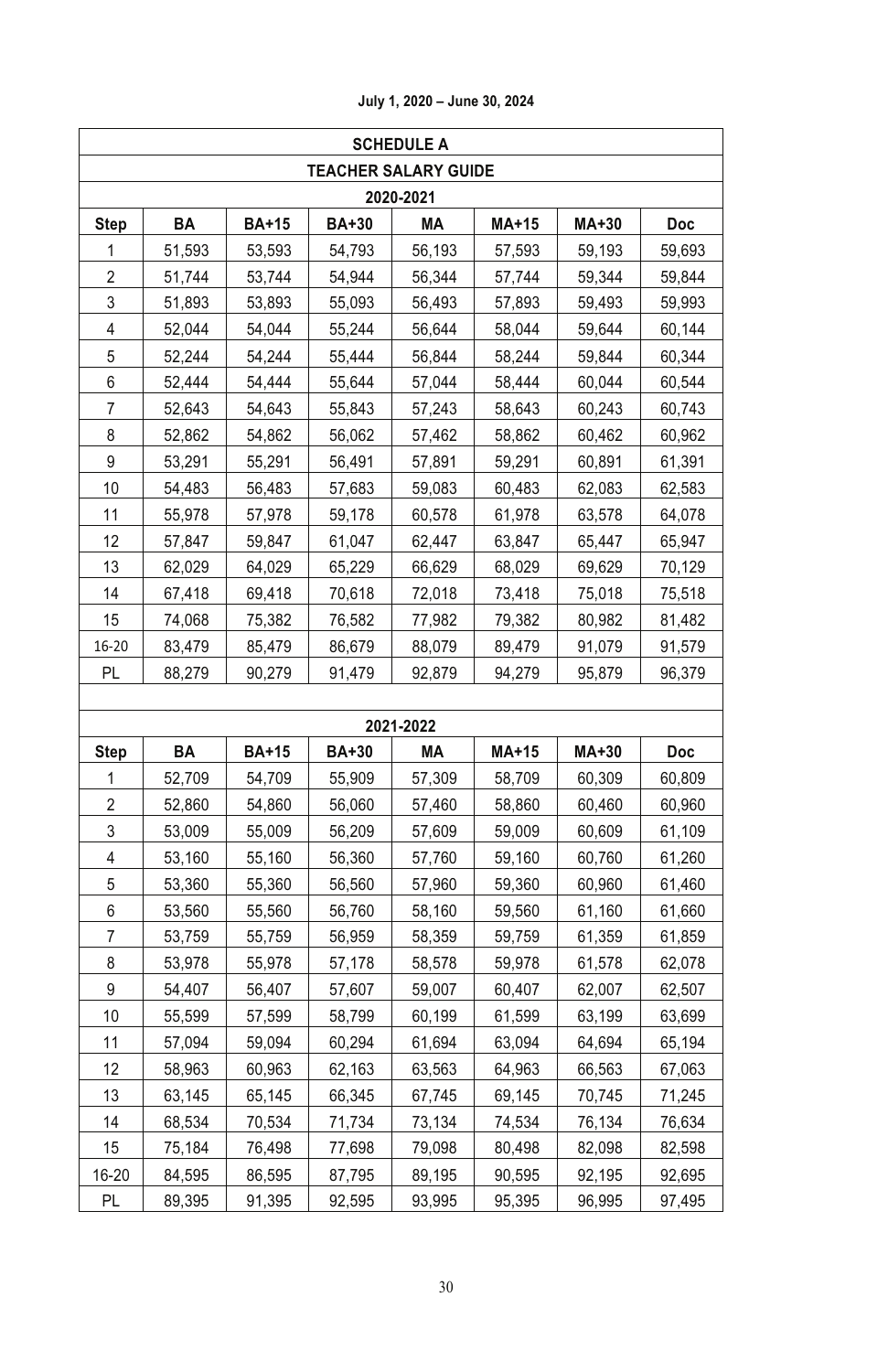**July 1, 2020 – June 30, 2024**

**SCHEDULE A**

**TEACHER SALARY GUIDE**

**2020-2021**

| Step | BA | BA+15 | BA+30 | MA | MA+15 | MA+30 | Doc |
|---|---|---|---|---|---|---|---|
| 1 | 51,593 | 53,593 | 54,793 | 56,193 | 57,593 | 59,193 | 59,693 |
| 2 | 51,744 | 53,744 | 54,944 | 56,344 | 57,744 | 59,344 | 59,844 |
| 3 | 51,893 | 53,893 | 55,093 | 56,493 | 57,893 | 59,493 | 59,993 |
| 4 | 52,044 | 54,044 | 55,244 | 56,644 | 58,044 | 59,644 | 60,144 |
| 5 | 52,244 | 54,244 | 55,444 | 56,844 | 58,244 | 59,844 | 60,344 |
| 6 | 52,444 | 54,444 | 55,644 | 57,044 | 58,444 | 60,044 | 60,544 |
| 7 | 52,643 | 54,643 | 55,843 | 57,243 | 58,643 | 60,243 | 60,743 |
| 8 | 52,862 | 54,862 | 56,062 | 57,462 | 58,862 | 60,462 | 60,962 |
| 9 | 53,291 | 55,291 | 56,491 | 57,891 | 59,291 | 60,891 | 61,391 |
| 10 | 54,483 | 56,483 | 57,683 | 59,083 | 60,483 | 62,083 | 62,583 |
| 11 | 55,978 | 57,978 | 59,178 | 60,578 | 61,978 | 63,578 | 64,078 |
| 12 | 57,847 | 59,847 | 61,047 | 62,447 | 63,847 | 65,447 | 65,947 |
| 13 | 62,029 | 64,029 | 65,229 | 66,629 | 68,029 | 69,629 | 70,129 |
| 14 | 67,418 | 69,418 | 70,618 | 72,018 | 73,418 | 75,018 | 75,518 |
| 15 | 74,068 | 75,382 | 76,582 | 77,982 | 79,382 | 80,982 | 81,482 |
| 16-20 | 83,479 | 85,479 | 86,679 | 88,079 | 89,479 | 91,079 | 91,579 |
| PL | 88,279 | 90,279 | 91,479 | 92,879 | 94,279 | 95,879 | 96,379 |

**2021-2022**

| Step | BA | BA+15 | BA+30 | MA | MA+15 | MA+30 | Doc |
|---|---|---|---|---|---|---|---|
| 1 | 52,709 | 54,709 | 55,909 | 57,309 | 58,709 | 60,309 | 60,809 |
| 2 | 52,860 | 54,860 | 56,060 | 57,460 | 58,860 | 60,460 | 60,960 |
| 3 | 53,009 | 55,009 | 56,209 | 57,609 | 59,009 | 60,609 | 61,109 |
| 4 | 53,160 | 55,160 | 56,360 | 57,760 | 59,160 | 60,760 | 61,260 |
| 5 | 53,360 | 55,360 | 56,560 | 57,960 | 59,360 | 60,960 | 61,460 |
| 6 | 53,560 | 55,560 | 56,760 | 58,160 | 59,560 | 61,160 | 61,660 |
| 7 | 53,759 | 55,759 | 56,959 | 58,359 | 59,759 | 61,359 | 61,859 |
| 8 | 53,978 | 55,978 | 57,178 | 58,578 | 59,978 | 61,578 | 62,078 |
| 9 | 54,407 | 56,407 | 57,607 | 59,007 | 60,407 | 62,007 | 62,507 |
| 10 | 55,599 | 57,599 | 58,799 | 60,199 | 61,599 | 63,199 | 63,699 |
| 11 | 57,094 | 59,094 | 60,294 | 61,694 | 63,094 | 64,694 | 65,194 |
| 12 | 58,963 | 60,963 | 62,163 | 63,563 | 64,963 | 66,563 | 67,063 |
| 13 | 63,145 | 65,145 | 66,345 | 67,745 | 69,145 | 70,745 | 71,245 |
| 14 | 68,534 | 70,534 | 71,734 | 73,134 | 74,534 | 76,134 | 76,634 |
| 15 | 75,184 | 76,498 | 77,698 | 79,098 | 80,498 | 82,098 | 82,598 |
| 16-20 | 84,595 | 86,595 | 87,795 | 89,195 | 90,595 | 92,195 | 92,695 |
| PL | 89,395 | 91,395 | 92,595 | 93,995 | 95,395 | 96,995 | 97,495 |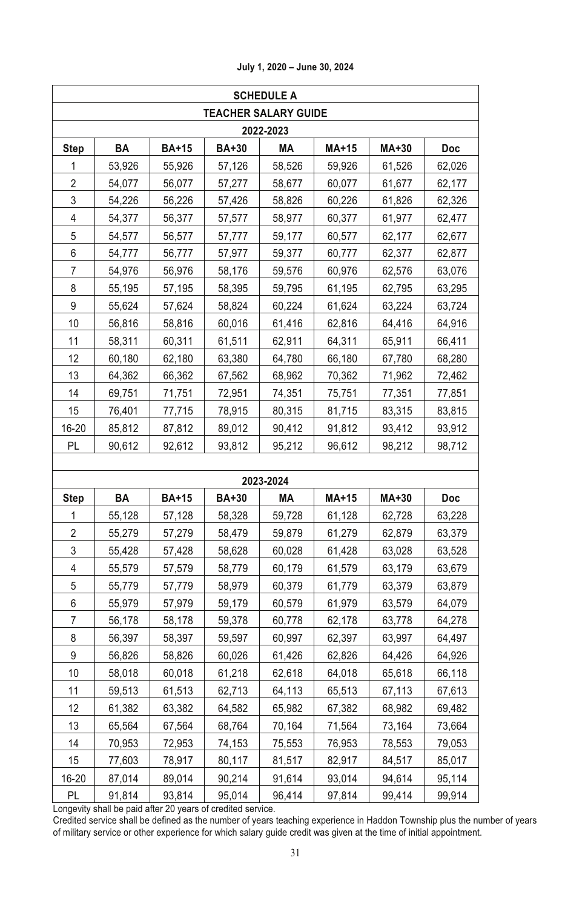July 1, 2020 – June 30, 2024

**SCHEDULE A**

**TEACHER SALARY GUIDE**

**2022-2023**

| Step | BA | BA+15 | BA+30 | MA | MA+15 | MA+30 | Doc |
|---|---|---|---|---|---|---|---|
| 1 | 53,926 | 55,926 | 57,126 | 58,526 | 59,926 | 61,526 | 62,026 |
| 2 | 54,077 | 56,077 | 57,277 | 58,677 | 60,077 | 61,677 | 62,177 |
| 3 | 54,226 | 56,226 | 57,426 | 58,826 | 60,226 | 61,826 | 62,326 |
| 4 | 54,377 | 56,377 | 57,577 | 58,977 | 60,377 | 61,977 | 62,477 |
| 5 | 54,577 | 56,577 | 57,777 | 59,177 | 60,577 | 62,177 | 62,677 |
| 6 | 54,777 | 56,777 | 57,977 | 59,377 | 60,777 | 62,377 | 62,877 |
| 7 | 54,976 | 56,976 | 58,176 | 59,576 | 60,976 | 62,576 | 63,076 |
| 8 | 55,195 | 57,195 | 58,395 | 59,795 | 61,195 | 62,795 | 63,295 |
| 9 | 55,624 | 57,624 | 58,824 | 60,224 | 61,624 | 63,224 | 63,724 |
| 10 | 56,816 | 58,816 | 60,016 | 61,416 | 62,816 | 64,416 | 64,916 |
| 11 | 58,311 | 60,311 | 61,511 | 62,911 | 64,311 | 65,911 | 66,411 |
| 12 | 60,180 | 62,180 | 63,380 | 64,780 | 66,180 | 67,780 | 68,280 |
| 13 | 64,362 | 66,362 | 67,562 | 68,962 | 70,362 | 71,962 | 72,462 |
| 14 | 69,751 | 71,751 | 72,951 | 74,351 | 75,751 | 77,351 | 77,851 |
| 15 | 76,401 | 77,715 | 78,915 | 80,315 | 81,715 | 83,315 | 83,815 |
| 16-20 | 85,812 | 87,812 | 89,012 | 90,412 | 91,812 | 93,412 | 93,912 |
| PL | 90,612 | 92,612 | 93,812 | 95,212 | 96,612 | 98,212 | 98,712 |

**2023-2024**

| Step | BA | BA+15 | BA+30 | MA | MA+15 | MA+30 | Doc |
|---|---|---|---|---|---|---|---|
| 1 | 55,128 | 57,128 | 58,328 | 59,728 | 61,128 | 62,728 | 63,228 |
| 2 | 55,279 | 57,279 | 58,479 | 59,879 | 61,279 | 62,879 | 63,379 |
| 3 | 55,428 | 57,428 | 58,628 | 60,028 | 61,428 | 63,028 | 63,528 |
| 4 | 55,579 | 57,579 | 58,779 | 60,179 | 61,579 | 63,179 | 63,679 |
| 5 | 55,779 | 57,779 | 58,979 | 60,379 | 61,779 | 63,379 | 63,879 |
| 6 | 55,979 | 57,979 | 59,179 | 60,579 | 61,979 | 63,579 | 64,079 |
| 7 | 56,178 | 58,178 | 59,378 | 60,778 | 62,178 | 63,778 | 64,278 |
| 8 | 56,397 | 58,397 | 59,597 | 60,997 | 62,397 | 63,997 | 64,497 |
| 9 | 56,826 | 58,826 | 60,026 | 61,426 | 62,826 | 64,426 | 64,926 |
| 10 | 58,018 | 60,018 | 61,218 | 62,618 | 64,018 | 65,618 | 66,118 |
| 11 | 59,513 | 61,513 | 62,713 | 64,113 | 65,513 | 67,113 | 67,613 |
| 12 | 61,382 | 63,382 | 64,582 | 65,982 | 67,382 | 68,982 | 69,482 |
| 13 | 65,564 | 67,564 | 68,764 | 70,164 | 71,564 | 73,164 | 73,664 |
| 14 | 70,953 | 72,953 | 74,153 | 75,553 | 76,953 | 78,553 | 79,053 |
| 15 | 77,603 | 78,917 | 80,117 | 81,517 | 82,917 | 84,517 | 85,017 |
| 16-20 | 87,014 | 89,014 | 90,214 | 91,614 | 93,014 | 94,614 | 95,114 |
| PL | 91,814 | 93,814 | 95,014 | 96,414 | 97,814 | 99,414 | 99,914 |

Longevity shall be paid after 20 years of credited service.

Credited service shall be defined as the number of years teaching experience in Haddon Township plus the number of years of military service or other experience for which salary guide credit was given at the time of initial appointment.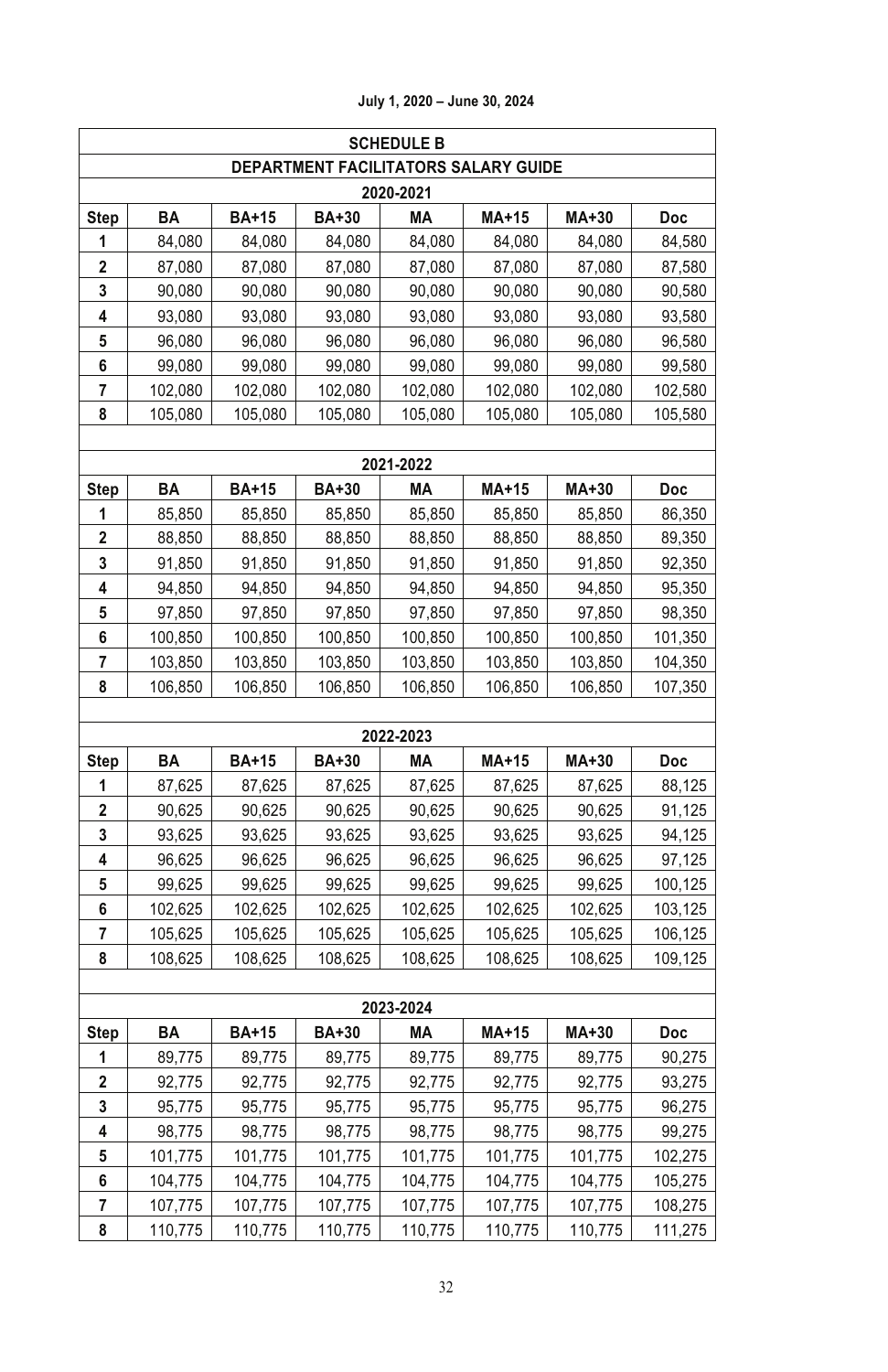**July 1, 2020 – June 30, 2024**

## SCHEDULE B

## DEPARTMENT FACILITATORS SALARY GUIDE

### 2020-2021

| Step | BA | BA+15 | BA+30 | MA | MA+15 | MA+30 | Doc |
|---|---|---|---|---|---|---|---|
| 1 | 84,080 | 84,080 | 84,080 | 84,080 | 84,080 | 84,080 | 84,580 |
| 2 | 87,080 | 87,080 | 87,080 | 87,080 | 87,080 | 87,080 | 87,580 |
| 3 | 90,080 | 90,080 | 90,080 | 90,080 | 90,080 | 90,080 | 90,580 |
| 4 | 93,080 | 93,080 | 93,080 | 93,080 | 93,080 | 93,080 | 93,580 |
| 5 | 96,080 | 96,080 | 96,080 | 96,080 | 96,080 | 96,080 | 96,580 |
| 6 | 99,080 | 99,080 | 99,080 | 99,080 | 99,080 | 99,080 | 99,580 |
| 7 | 102,080 | 102,080 | 102,080 | 102,080 | 102,080 | 102,080 | 102,580 |
| 8 | 105,080 | 105,080 | 105,080 | 105,080 | 105,080 | 105,080 | 105,580 |

### 2021-2022

| Step | BA | BA+15 | BA+30 | MA | MA+15 | MA+30 | Doc |
|---|---|---|---|---|---|---|---|
| 1 | 85,850 | 85,850 | 85,850 | 85,850 | 85,850 | 85,850 | 86,350 |
| 2 | 88,850 | 88,850 | 88,850 | 88,850 | 88,850 | 88,850 | 89,350 |
| 3 | 91,850 | 91,850 | 91,850 | 91,850 | 91,850 | 91,850 | 92,350 |
| 4 | 94,850 | 94,850 | 94,850 | 94,850 | 94,850 | 94,850 | 95,350 |
| 5 | 97,850 | 97,850 | 97,850 | 97,850 | 97,850 | 97,850 | 98,350 |
| 6 | 100,850 | 100,850 | 100,850 | 100,850 | 100,850 | 100,850 | 101,350 |
| 7 | 103,850 | 103,850 | 103,850 | 103,850 | 103,850 | 103,850 | 104,350 |
| 8 | 106,850 | 106,850 | 106,850 | 106,850 | 106,850 | 106,850 | 107,350 |

### 2022-2023

| Step | BA | BA+15 | BA+30 | MA | MA+15 | MA+30 | Doc |
|---|---|---|---|---|---|---|---|
| 1 | 87,625 | 87,625 | 87,625 | 87,625 | 87,625 | 87,625 | 88,125 |
| 2 | 90,625 | 90,625 | 90,625 | 90,625 | 90,625 | 90,625 | 91,125 |
| 3 | 93,625 | 93,625 | 93,625 | 93,625 | 93,625 | 93,625 | 94,125 |
| 4 | 96,625 | 96,625 | 96,625 | 96,625 | 96,625 | 96,625 | 97,125 |
| 5 | 99,625 | 99,625 | 99,625 | 99,625 | 99,625 | 99,625 | 100,125 |
| 6 | 102,625 | 102,625 | 102,625 | 102,625 | 102,625 | 102,625 | 103,125 |
| 7 | 105,625 | 105,625 | 105,625 | 105,625 | 105,625 | 105,625 | 106,125 |
| 8 | 108,625 | 108,625 | 108,625 | 108,625 | 108,625 | 108,625 | 109,125 |

### 2023-2024

| Step | BA | BA+15 | BA+30 | MA | MA+15 | MA+30 | Doc |
|---|---|---|---|---|---|---|---|
| 1 | 89,775 | 89,775 | 89,775 | 89,775 | 89,775 | 89,775 | 90,275 |
| 2 | 92,775 | 92,775 | 92,775 | 92,775 | 92,775 | 92,775 | 93,275 |
| 3 | 95,775 | 95,775 | 95,775 | 95,775 | 95,775 | 95,775 | 96,275 |
| 4 | 98,775 | 98,775 | 98,775 | 98,775 | 98,775 | 98,775 | 99,275 |
| 5 | 101,775 | 101,775 | 101,775 | 101,775 | 101,775 | 101,775 | 102,275 |
| 6 | 104,775 | 104,775 | 104,775 | 104,775 | 104,775 | 104,775 | 105,275 |
| 7 | 107,775 | 107,775 | 107,775 | 107,775 | 107,775 | 107,775 | 108,275 |
| 8 | 110,775 | 110,775 | 110,775 | 110,775 | 110,775 | 110,775 | 111,275 |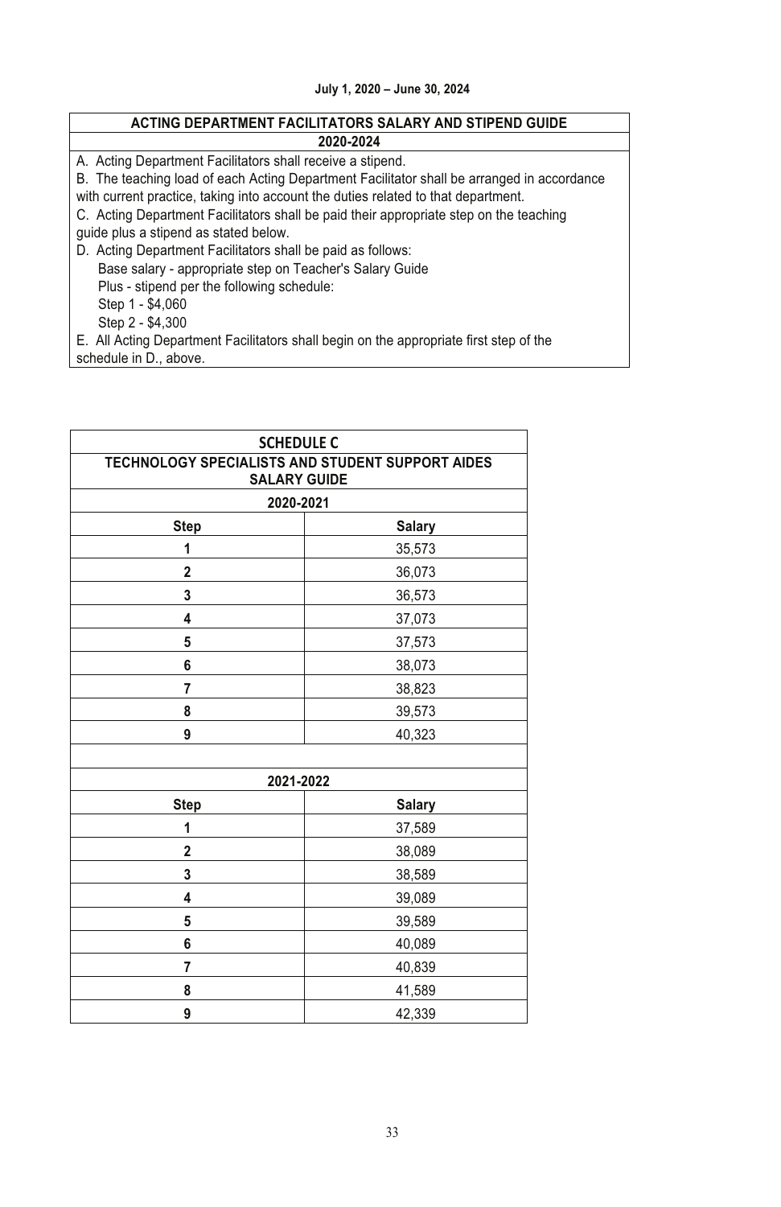**July 1, 2020 – June 30, 2024**

## ACTING DEPARTMENT FACILITATORS SALARY AND STIPEND GUIDE

**2020-2024**

A. Acting Department Facilitators shall receive a stipend.

B. The teaching load of each Acting Department Facilitator shall be arranged in accordance with current practice, taking into account the duties related to that department.

C. Acting Department Facilitators shall be paid their appropriate step on the teaching guide plus a stipend as stated below.

D. Acting Department Facilitators shall be paid as follows:

Base salary - appropriate step on Teacher's Salary Guide

Plus - stipend per the following schedule:

Step 1 - $4,060

Step 2 - $4,300

E. All Acting Department Facilitators shall begin on the appropriate first step of the schedule in D., above.

## SCHEDULE C

### TECHNOLOGY SPECIALISTS AND STUDENT SUPPORT AIDES SALARY GUIDE

**2020-2021**

| Step | Salary |
|---|---|
| 1 | 35,573 |
| 2 | 36,073 |
| 3 | 36,573 |
| 4 | 37,073 |
| 5 | 37,573 |
| 6 | 38,073 |
| 7 | 38,823 |
| 8 | 39,573 |
| 9 | 40,323 |

**2021-2022**

| Step | Salary |
|---|---|
| 1 | 37,589 |
| 2 | 38,089 |
| 3 | 38,589 |
| 4 | 39,089 |
| 5 | 39,589 |
| 6 | 40,089 |
| 7 | 40,839 |
| 8 | 41,589 |
| 9 | 42,339 |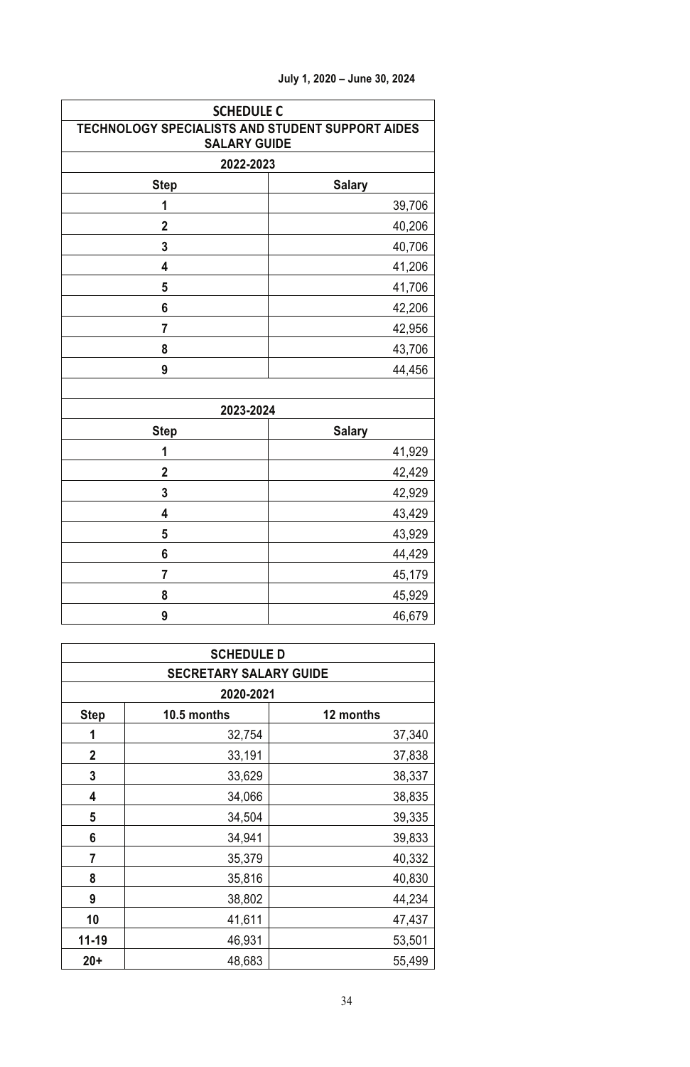July 1, 2020 – June 30, 2024

**SCHEDULE C**

**TECHNOLOGY SPECIALISTS AND STUDENT SUPPORT AIDES SALARY GUIDE**

**2022-2023**

| Step | Salary |
|---|---|
| 1 | 39,706 |
| 2 | 40,206 |
| 3 | 40,706 |
| 4 | 41,206 |
| 5 | 41,706 |
| 6 | 42,206 |
| 7 | 42,956 |
| 8 | 43,706 |
| 9 | 44,456 |

**2023-2024**

| Step | Salary |
|---|---|
| 1 | 41,929 |
| 2 | 42,429 |
| 3 | 42,929 |
| 4 | 43,429 |
| 5 | 43,929 |
| 6 | 44,429 |
| 7 | 45,179 |
| 8 | 45,929 |
| 9 | 46,679 |

**SCHEDULE D**

**SECRETARY SALARY GUIDE**

**2020-2021**

| Step | 10.5 months | 12 months |
|---|---|---|
| 1 | 32,754 | 37,340 |
| 2 | 33,191 | 37,838 |
| 3 | 33,629 | 38,337 |
| 4 | 34,066 | 38,835 |
| 5 | 34,504 | 39,335 |
| 6 | 34,941 | 39,833 |
| 7 | 35,379 | 40,332 |
| 8 | 35,816 | 40,830 |
| 9 | 38,802 | 44,234 |
| 10 | 41,611 | 47,437 |
| 11-19 | 46,931 | 53,501 |
| 20+ | 48,683 | 55,499 |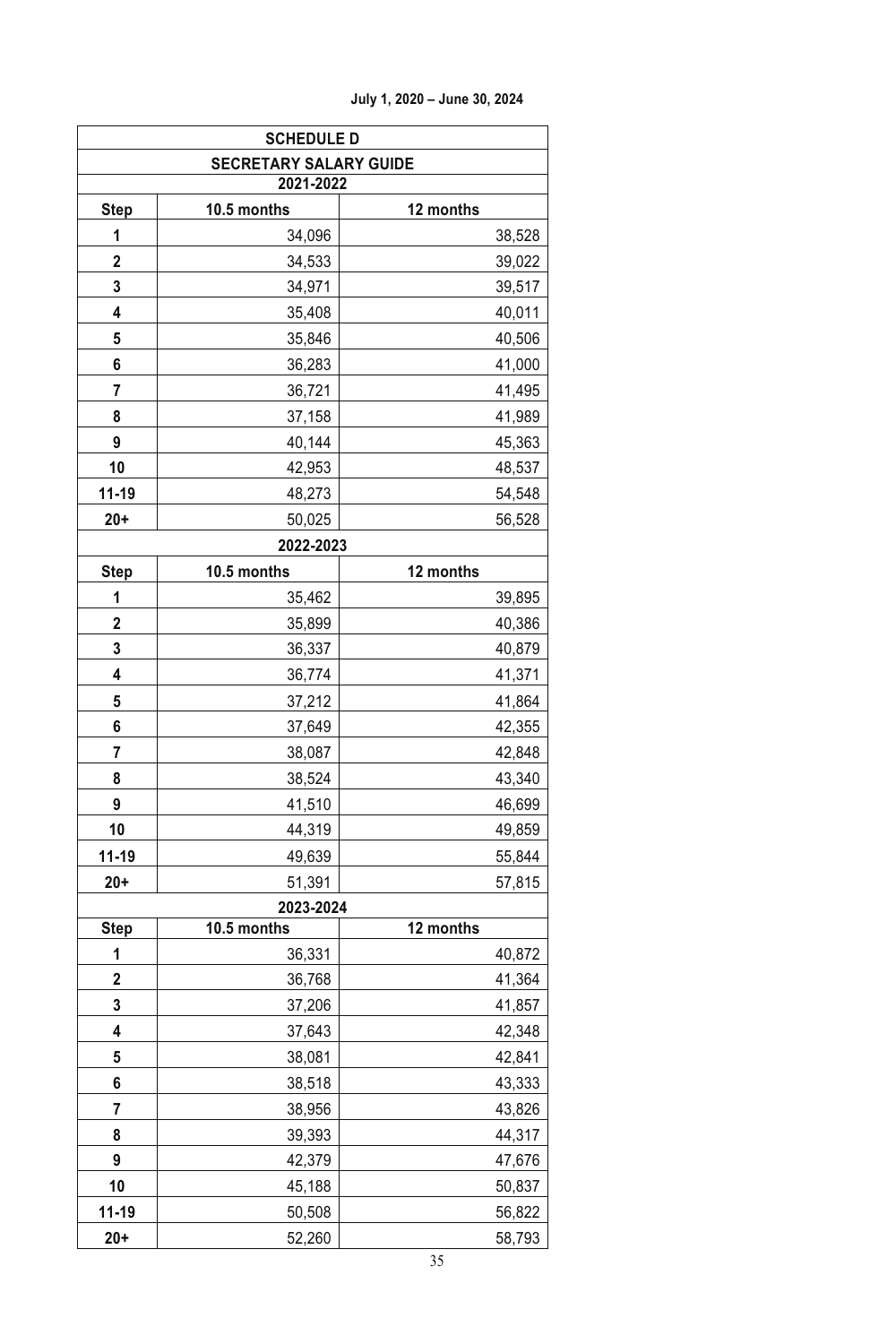July 1, 2020 – June 30, 2024

| SCHEDULE D | | |
|---|---|---|
| SECRETARY SALARY GUIDE | | |
| 2021-2022 | | |
| Step | 10.5 months | 12 months |
| 1 | 34,096 | 38,528 |
| 2 | 34,533 | 39,022 |
| 3 | 34,971 | 39,517 |
| 4 | 35,408 | 40,011 |
| 5 | 35,846 | 40,506 |
| 6 | 36,283 | 41,000 |
| 7 | 36,721 | 41,495 |
| 8 | 37,158 | 41,989 |
| 9 | 40,144 | 45,363 |
| 10 | 42,953 | 48,537 |
| 11-19 | 48,273 | 54,548 |
| 20+ | 50,025 | 56,528 |
| 2022-2023 | | |
| Step | 10.5 months | 12 months |
| 1 | 35,462 | 39,895 |
| 2 | 35,899 | 40,386 |
| 3 | 36,337 | 40,879 |
| 4 | 36,774 | 41,371 |
| 5 | 37,212 | 41,864 |
| 6 | 37,649 | 42,355 |
| 7 | 38,087 | 42,848 |
| 8 | 38,524 | 43,340 |
| 9 | 41,510 | 46,699 |
| 10 | 44,319 | 49,859 |
| 11-19 | 49,639 | 55,844 |
| 20+ | 51,391 | 57,815 |
| 2023-2024 | | |
| Step | 10.5 months | 12 months |
| 1 | 36,331 | 40,872 |
| 2 | 36,768 | 41,364 |
| 3 | 37,206 | 41,857 |
| 4 | 37,643 | 42,348 |
| 5 | 38,081 | 42,841 |
| 6 | 38,518 | 43,333 |
| 7 | 38,956 | 43,826 |
| 8 | 39,393 | 44,317 |
| 9 | 42,379 | 47,676 |
| 10 | 45,188 | 50,837 |
| 11-19 | 50,508 | 56,822 |
| 20+ | 52,260 | 58,793 |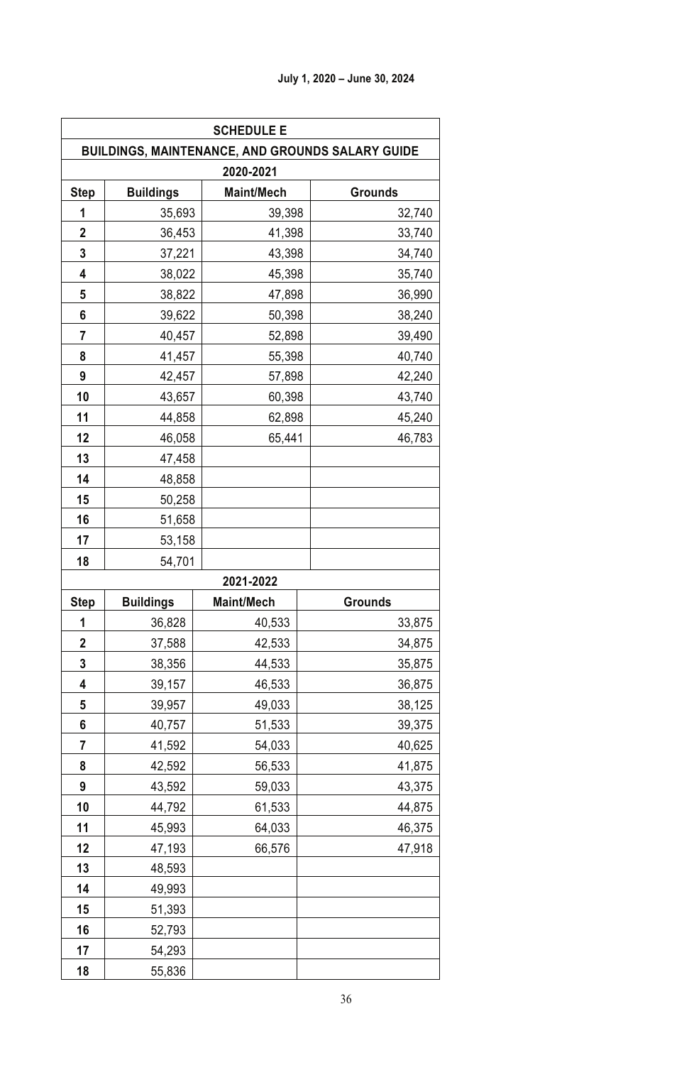July 1, 2020 – June 30, 2024

| SCHEDULE E | | | |
|---|---|---|---|
| BUILDINGS, MAINTENANCE, AND GROUNDS SALARY GUIDE | | | |
| 2020-2021 | | | |
| Step | Buildings | Maint/Mech | Grounds |
| 1 | 35,693 | 39,398 | 32,740 |
| 2 | 36,453 | 41,398 | 33,740 |
| 3 | 37,221 | 43,398 | 34,740 |
| 4 | 38,022 | 45,398 | 35,740 |
| 5 | 38,822 | 47,898 | 36,990 |
| 6 | 39,622 | 50,398 | 38,240 |
| 7 | 40,457 | 52,898 | 39,490 |
| 8 | 41,457 | 55,398 | 40,740 |
| 9 | 42,457 | 57,898 | 42,240 |
| 10 | 43,657 | 60,398 | 43,740 |
| 11 | 44,858 | 62,898 | 45,240 |
| 12 | 46,058 | 65,441 | 46,783 |
| 13 | 47,458 | | |
| 14 | 48,858 | | |
| 15 | 50,258 | | |
| 16 | 51,658 | | |
| 17 | 53,158 | | |
| 18 | 54,701 | | |
| 2021-2022 | | | |
| Step | Buildings | Maint/Mech | Grounds |
| 1 | 36,828 | 40,533 | 33,875 |
| 2 | 37,588 | 42,533 | 34,875 |
| 3 | 38,356 | 44,533 | 35,875 |
| 4 | 39,157 | 46,533 | 36,875 |
| 5 | 39,957 | 49,033 | 38,125 |
| 6 | 40,757 | 51,533 | 39,375 |
| 7 | 41,592 | 54,033 | 40,625 |
| 8 | 42,592 | 56,533 | 41,875 |
| 9 | 43,592 | 59,033 | 43,375 |
| 10 | 44,792 | 61,533 | 44,875 |
| 11 | 45,993 | 64,033 | 46,375 |
| 12 | 47,193 | 66,576 | 47,918 |
| 13 | 48,593 | | |
| 14 | 49,993 | | |
| 15 | 51,393 | | |
| 16 | 52,793 | | |
| 17 | 54,293 | | |
| 18 | 55,836 | | |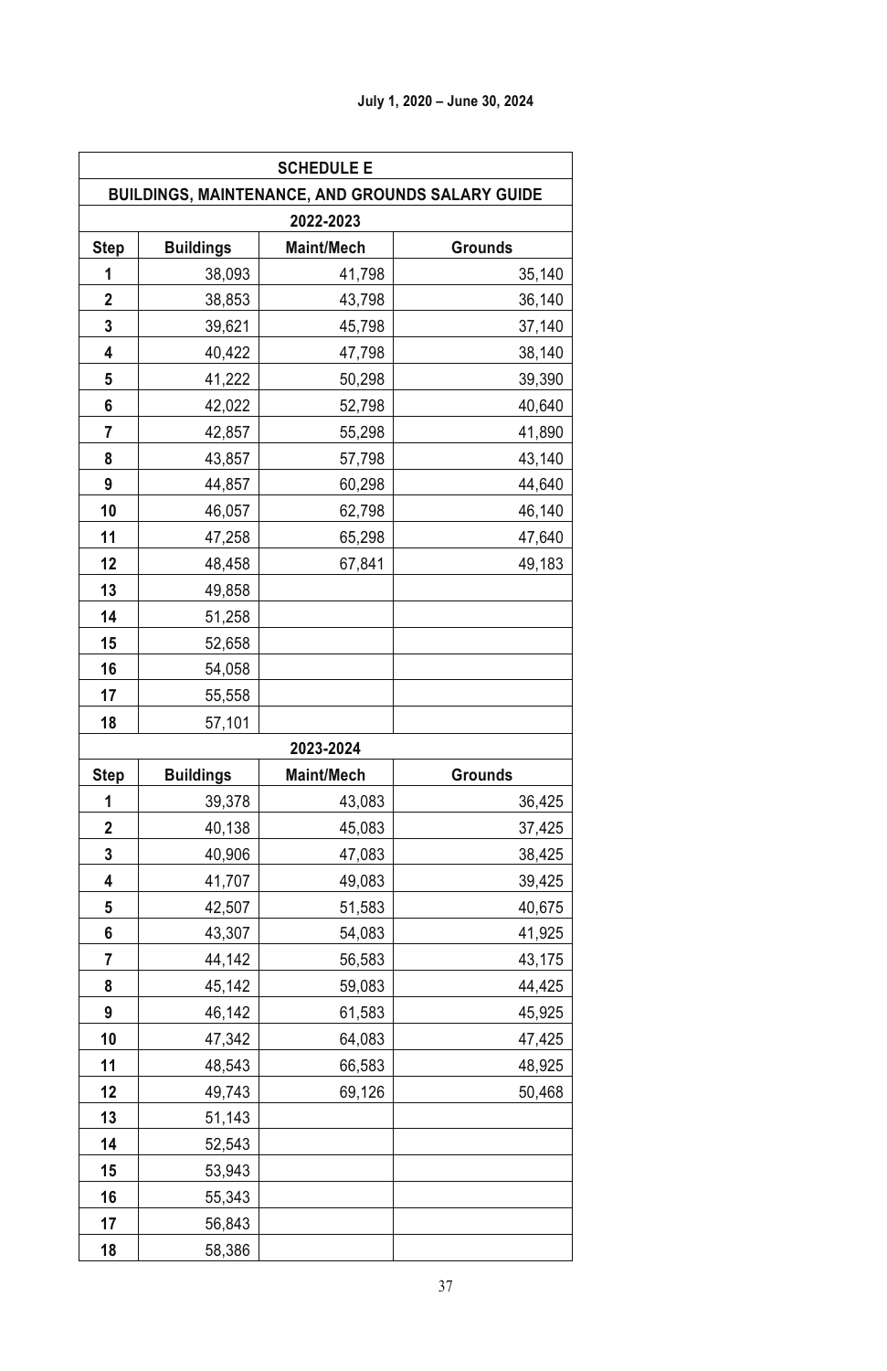July 1, 2020 – June 30, 2024

| SCHEDULE E | | | |
|---|---|---|---|
| BUILDINGS, MAINTENANCE, AND GROUNDS SALARY GUIDE | | | |
| 2022-2023 | | | |
| Step | Buildings | Maint/Mech | Grounds |
| 1 | 38,093 | 41,798 | 35,140 |
| 2 | 38,853 | 43,798 | 36,140 |
| 3 | 39,621 | 45,798 | 37,140 |
| 4 | 40,422 | 47,798 | 38,140 |
| 5 | 41,222 | 50,298 | 39,390 |
| 6 | 42,022 | 52,798 | 40,640 |
| 7 | 42,857 | 55,298 | 41,890 |
| 8 | 43,857 | 57,798 | 43,140 |
| 9 | 44,857 | 60,298 | 44,640 |
| 10 | 46,057 | 62,798 | 46,140 |
| 11 | 47,258 | 65,298 | 47,640 |
| 12 | 48,458 | 67,841 | 49,183 |
| 13 | 49,858 | | |
| 14 | 51,258 | | |
| 15 | 52,658 | | |
| 16 | 54,058 | | |
| 17 | 55,558 | | |
| 18 | 57,101 | | |
| 2023-2024 | | | |
| Step | Buildings | Maint/Mech | Grounds |
| 1 | 39,378 | 43,083 | 36,425 |
| 2 | 40,138 | 45,083 | 37,425 |
| 3 | 40,906 | 47,083 | 38,425 |
| 4 | 41,707 | 49,083 | 39,425 |
| 5 | 42,507 | 51,583 | 40,675 |
| 6 | 43,307 | 54,083 | 41,925 |
| 7 | 44,142 | 56,583 | 43,175 |
| 8 | 45,142 | 59,083 | 44,425 |
| 9 | 46,142 | 61,583 | 45,925 |
| 10 | 47,342 | 64,083 | 47,425 |
| 11 | 48,543 | 66,583 | 48,925 |
| 12 | 49,743 | 69,126 | 50,468 |
| 13 | 51,143 | | |
| 14 | 52,543 | | |
| 15 | 53,943 | | |
| 16 | 55,343 | | |
| 17 | 56,843 | | |
| 18 | 58,386 | | |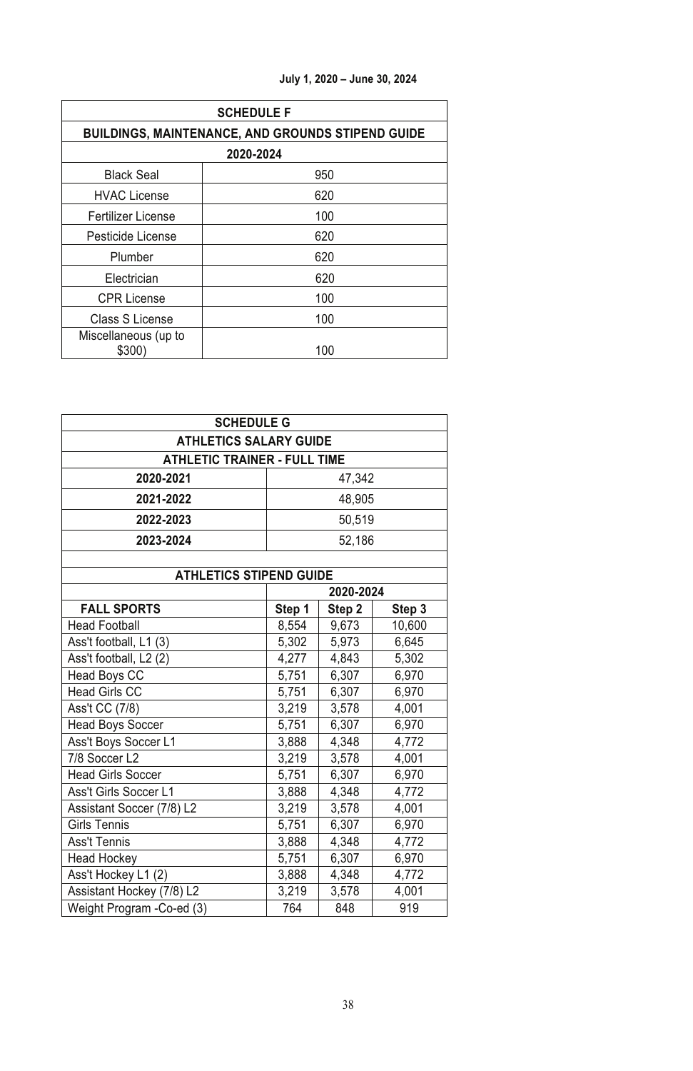July 1, 2020 – June 30, 2024

| SCHEDULE F | |
|---|---|
| BUILDINGS, MAINTENANCE, AND GROUNDS STIPEND GUIDE | |
| 2020-2024 | |
| Black Seal | 950 |
| HVAC License | 620 |
| Fertilizer License | 100 |
| Pesticide License | 620 |
| Plumber | 620 |
| Electrician | 620 |
| CPR License | 100 |
| Class S License | 100 |
| Miscellaneous (up to $300) | 100 |

| SCHEDULE G | | | |
|---|---|---|---|
| ATHLETICS SALARY GUIDE | | | |
| ATHLETIC TRAINER - FULL TIME | | | |
| 2020-2021 | 47,342 | | |
| 2021-2022 | 48,905 | | |
| 2022-2023 | 50,519 | | |
| 2023-2024 | 52,186 | | |
| | | | |
| ATHLETICS STIPEND GUIDE | | | |
| | 2020-2024 | | |
| FALL SPORTS | Step 1 | Step 2 | Step 3 |
| Head Football | 8,554 | 9,673 | 10,600 |
| Ass't football, L1 (3) | 5,302 | 5,973 | 6,645 |
| Ass't football, L2 (2) | 4,277 | 4,843 | 5,302 |
| Head Boys CC | 5,751 | 6,307 | 6,970 |
| Head Girls CC | 5,751 | 6,307 | 6,970 |
| Ass't CC (7/8) | 3,219 | 3,578 | 4,001 |
| Head Boys Soccer | 5,751 | 6,307 | 6,970 |
| Ass't Boys Soccer L1 | 3,888 | 4,348 | 4,772 |
| 7/8 Soccer L2 | 3,219 | 3,578 | 4,001 |
| Head Girls Soccer | 5,751 | 6,307 | 6,970 |
| Ass't Girls Soccer L1 | 3,888 | 4,348 | 4,772 |
| Assistant Soccer (7/8) L2 | 3,219 | 3,578 | 4,001 |
| Girls Tennis | 5,751 | 6,307 | 6,970 |
| Ass't Tennis | 3,888 | 4,348 | 4,772 |
| Head Hockey | 5,751 | 6,307 | 6,970 |
| Ass't Hockey L1 (2) | 3,888 | 4,348 | 4,772 |
| Assistant Hockey (7/8) L2 | 3,219 | 3,578 | 4,001 |
| Weight Program -Co-ed (3) | 764 | 848 | 919 |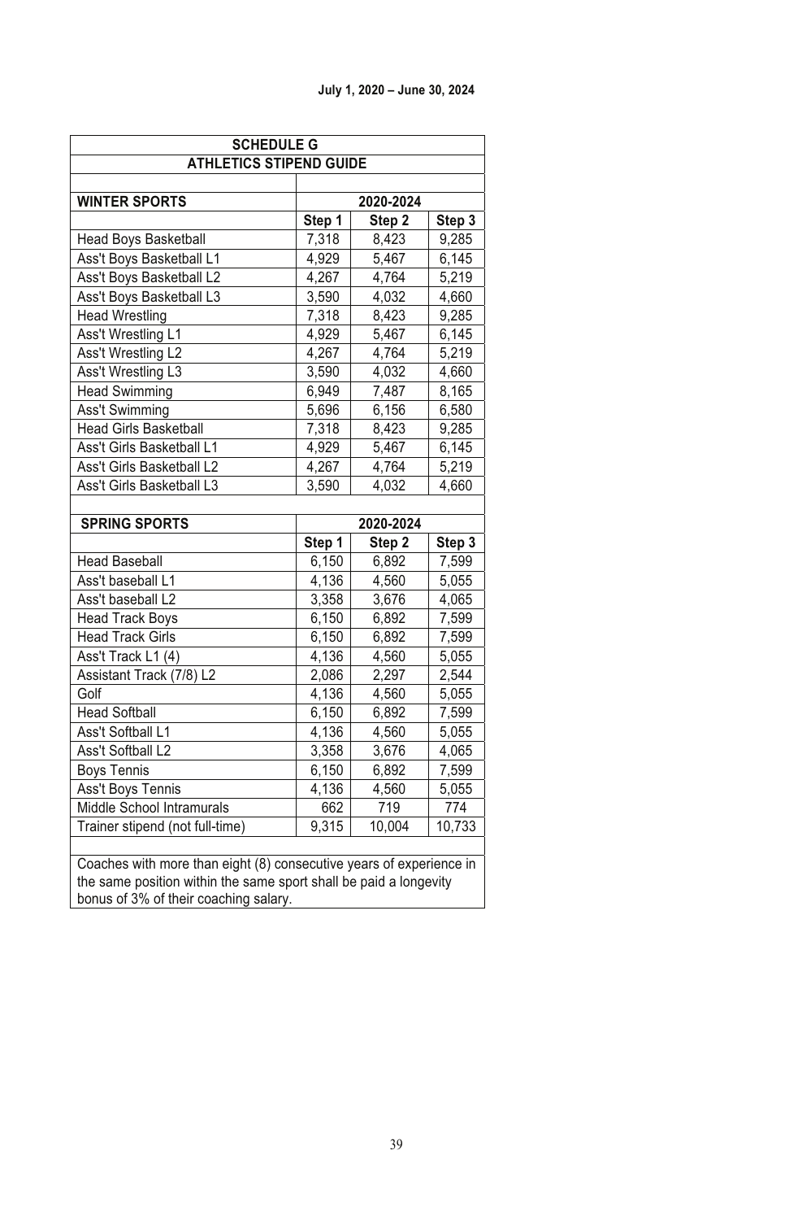July 1, 2020 – June 30, 2024

## SCHEDULE G
## ATHLETICS STIPEND GUIDE

| WINTER SPORTS | 2020-2024 | | |
|---|---|---|---|
| | Step 1 | Step 2 | Step 3 |
| Head Boys Basketball | 7,318 | 8,423 | 9,285 |
| Ass't Boys Basketball L1 | 4,929 | 5,467 | 6,145 |
| Ass't Boys Basketball L2 | 4,267 | 4,764 | 5,219 |
| Ass't Boys Basketball L3 | 3,590 | 4,032 | 4,660 |
| Head Wrestling | 7,318 | 8,423 | 9,285 |
| Ass't Wrestling L1 | 4,929 | 5,467 | 6,145 |
| Ass't Wrestling L2 | 4,267 | 4,764 | 5,219 |
| Ass't Wrestling L3 | 3,590 | 4,032 | 4,660 |
| Head Swimming | 6,949 | 7,487 | 8,165 |
| Ass't Swimming | 5,696 | 6,156 | 6,580 |
| Head Girls Basketball | 7,318 | 8,423 | 9,285 |
| Ass't Girls Basketball L1 | 4,929 | 5,467 | 6,145 |
| Ass't Girls Basketball L2 | 4,267 | 4,764 | 5,219 |
| Ass't Girls Basketball L3 | 3,590 | 4,032 | 4,660 |

| SPRING SPORTS | 2020-2024 | | |
|---|---|---|---|
| | Step 1 | Step 2 | Step 3 |
| Head Baseball | 6,150 | 6,892 | 7,599 |
| Ass't baseball L1 | 4,136 | 4,560 | 5,055 |
| Ass't baseball L2 | 3,358 | 3,676 | 4,065 |
| Head Track Boys | 6,150 | 6,892 | 7,599 |
| Head Track Girls | 6,150 | 6,892 | 7,599 |
| Ass't Track L1 (4) | 4,136 | 4,560 | 5,055 |
| Assistant Track (7/8) L2 | 2,086 | 2,297 | 2,544 |
| Golf | 4,136 | 4,560 | 5,055 |
| Head Softball | 6,150 | 6,892 | 7,599 |
| Ass't Softball L1 | 4,136 | 4,560 | 5,055 |
| Ass't Softball L2 | 3,358 | 3,676 | 4,065 |
| Boys Tennis | 6,150 | 6,892 | 7,599 |
| Ass't Boys Tennis | 4,136 | 4,560 | 5,055 |
| Middle School Intramurals | 662 | 719 | 774 |
| Trainer stipend (not full-time) | 9,315 | 10,004 | 10,733 |

Coaches with more than eight (8) consecutive years of experience in the same position within the same sport shall be paid a longevity bonus of 3% of their coaching salary.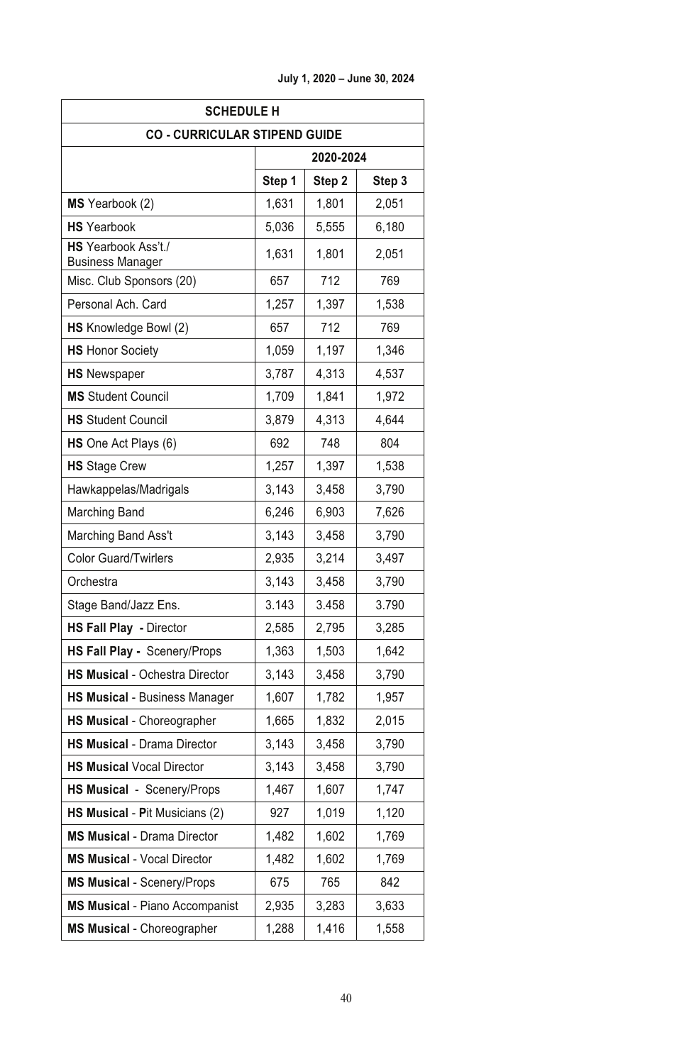July 1, 2020 – June 30, 2024

| SCHEDULE H | | | |
|---|---|---|---|
| **CO - CURRICULAR STIPEND GUIDE** | | | |
| | **2020-2024** | | |
| | **Step 1** | **Step 2** | **Step 3** |
| **MS** Yearbook (2) | 1,631 | 1,801 | 2,051 |
| **HS** Yearbook | 5,036 | 5,555 | 6,180 |
| **HS** Yearbook Ass't./ Business Manager | 1,631 | 1,801 | 2,051 |
| Misc. Club Sponsors (20) | 657 | 712 | 769 |
| Personal Ach. Card | 1,257 | 1,397 | 1,538 |
| **HS** Knowledge Bowl (2) | 657 | 712 | 769 |
| **HS** Honor Society | 1,059 | 1,197 | 1,346 |
| **HS** Newspaper | 3,787 | 4,313 | 4,537 |
| **MS** Student Council | 1,709 | 1,841 | 1,972 |
| **HS** Student Council | 3,879 | 4,313 | 4,644 |
| **HS** One Act Plays (6) | 692 | 748 | 804 |
| **HS** Stage Crew | 1,257 | 1,397 | 1,538 |
| Hawkappelas/Madrigals | 3,143 | 3,458 | 3,790 |
| Marching Band | 6,246 | 6,903 | 7,626 |
| Marching Band Ass't | 3,143 | 3,458 | 3,790 |
| Color Guard/Twirlers | 2,935 | 3,214 | 3,497 |
| Orchestra | 3,143 | 3,458 | 3,790 |
| Stage Band/Jazz Ens. | 3.143 | 3.458 | 3.790 |
| **HS Fall Play -** Director | 2,585 | 2,795 | 3,285 |
| **HS Fall Play -** Scenery/Props | 1,363 | 1,503 | 1,642 |
| **HS Musical** - Ochestra Director | 3,143 | 3,458 | 3,790 |
| **HS Musical** - Business Manager | 1,607 | 1,782 | 1,957 |
| **HS Musical** - Choreographer | 1,665 | 1,832 | 2,015 |
| **HS Musical** - Drama Director | 3,143 | 3,458 | 3,790 |
| **HS Musical** Vocal Director | 3,143 | 3,458 | 3,790 |
| **HS Musical** - Scenery/Props | 1,467 | 1,607 | 1,747 |
| **HS Musical** - **P**it Musicians (2) | 927 | 1,019 | 1,120 |
| **MS Musical** - Drama Director | 1,482 | 1,602 | 1,769 |
| **MS Musical** - Vocal Director | 1,482 | 1,602 | 1,769 |
| **MS Musical** - Scenery/Props | 675 | 765 | 842 |
| **MS Musical** - Piano Accompanist | 2,935 | 3,283 | 3,633 |
| **MS Musical** - Choreographer | 1,288 | 1,416 | 1,558 |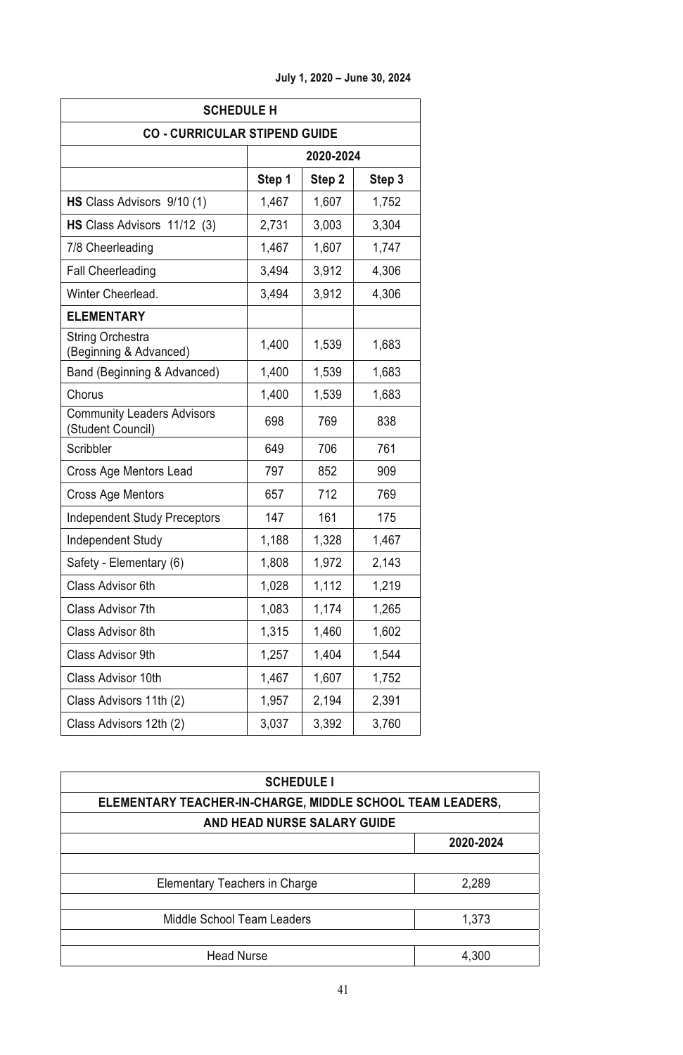**July 1, 2020 – June 30, 2024**

| SCHEDULE H | | | |
|---|---|---|---|
| **CO - CURRICULAR STIPEND GUIDE** | | | |
| | **2020-2024** | | |
| | **Step 1** | **Step 2** | **Step 3** |
| **HS** Class Advisors 9/10 (1) | 1,467 | 1,607 | 1,752 |
| **HS** Class Advisors 11/12 (3) | 2,731 | 3,003 | 3,304 |
| 7/8 Cheerleading | 1,467 | 1,607 | 1,747 |
| Fall Cheerleading | 3,494 | 3,912 | 4,306 |
| Winter Cheerlead. | 3,494 | 3,912 | 4,306 |
| **ELEMENTARY** | | | |
| String Orchestra (Beginning & Advanced) | 1,400 | 1,539 | 1,683 |
| Band (Beginning & Advanced) | 1,400 | 1,539 | 1,683 |
| Chorus | 1,400 | 1,539 | 1,683 |
| Community Leaders Advisors (Student Council) | 698 | 769 | 838 |
| Scribbler | 649 | 706 | 761 |
| Cross Age Mentors Lead | 797 | 852 | 909 |
| Cross Age Mentors | 657 | 712 | 769 |
| Independent Study Preceptors | 147 | 161 | 175 |
| Independent Study | 1,188 | 1,328 | 1,467 |
| Safety - Elementary (6) | 1,808 | 1,972 | 2,143 |
| Class Advisor 6th | 1,028 | 1,112 | 1,219 |
| Class Advisor 7th | 1,083 | 1,174 | 1,265 |
| Class Advisor 8th | 1,315 | 1,460 | 1,602 |
| Class Advisor 9th | 1,257 | 1,404 | 1,544 |
| Class Advisor 10th | 1,467 | 1,607 | 1,752 |
| Class Advisors 11th (2) | 1,957 | 2,194 | 2,391 |
| Class Advisors 12th (2) | 3,037 | 3,392 | 3,760 |

| SCHEDULE I | |
|---|---|
| **ELEMENTARY TEACHER-IN-CHARGE, MIDDLE SCHOOL TEAM LEADERS,** | |
| **AND HEAD NURSE SALARY GUIDE** | |
| | **2020-2024** |
| | |
| Elementary Teachers in Charge | 2,289 |
| | |
| Middle School Team Leaders | 1,373 |
| | |
| Head Nurse | 4,300 |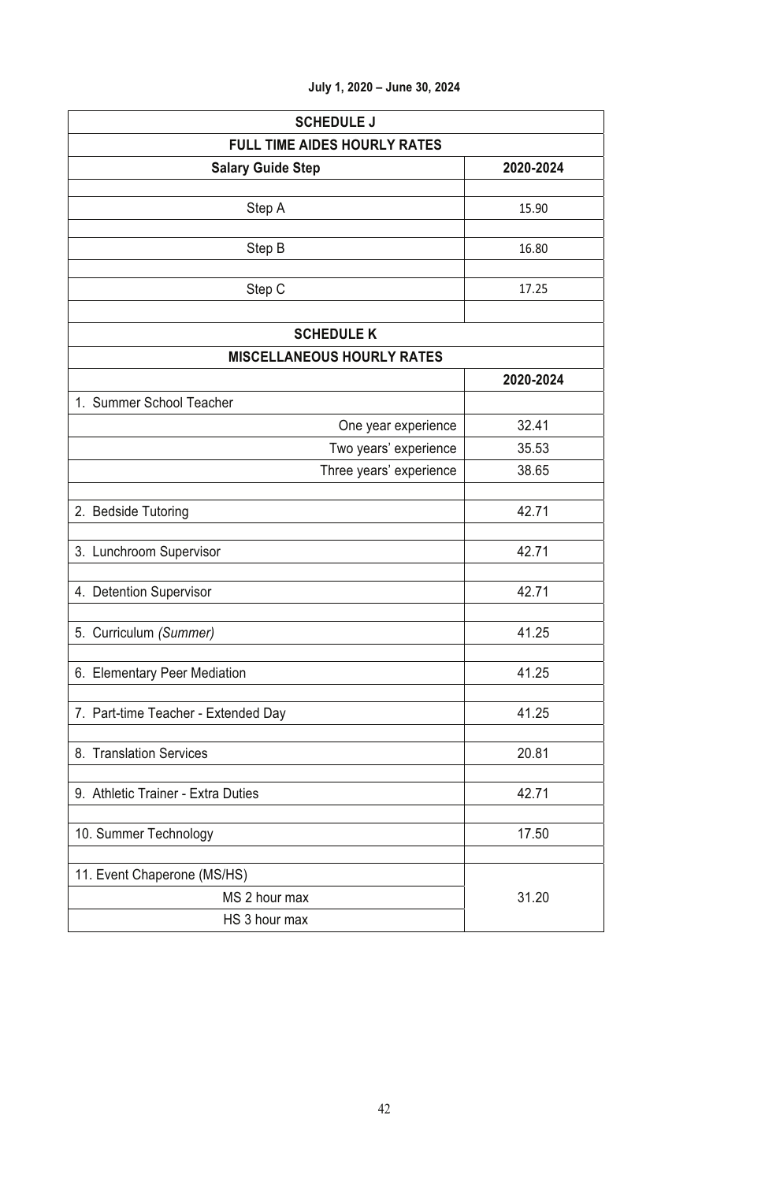**July 1, 2020 – June 30, 2024**

| SCHEDULE J | |
|---|---|
| **FULL TIME AIDES HOURLY RATES** | |
| **Salary Guide Step** | **2020-2024** |
| Step A | 15.90 |
| Step B | 16.80 |
| Step C | 17.25 |

| SCHEDULE K | |
|---|---|
| **MISCELLANEOUS HOURLY RATES** | |
| | **2020-2024** |
| 1. Summer School Teacher | |
| One year experience | 32.41 |
| Two years' experience | 35.53 |
| Three years' experience | 38.65 |
| 2. Bedside Tutoring | 42.71 |
| 3. Lunchroom Supervisor | 42.71 |
| 4. Detention Supervisor | 42.71 |
| 5. Curriculum *(Summer)* | 41.25 |
| 6. Elementary Peer Mediation | 41.25 |
| 7. Part-time Teacher - Extended Day | 41.25 |
| 8. Translation Services | 20.81 |
| 9. Athletic Trainer - Extra Duties | 42.71 |
| 10. Summer Technology | 17.50 |
| 11. Event Chaperone (MS/HS) | |
| MS 2 hour max | 31.20 |
| HS 3 hour max | |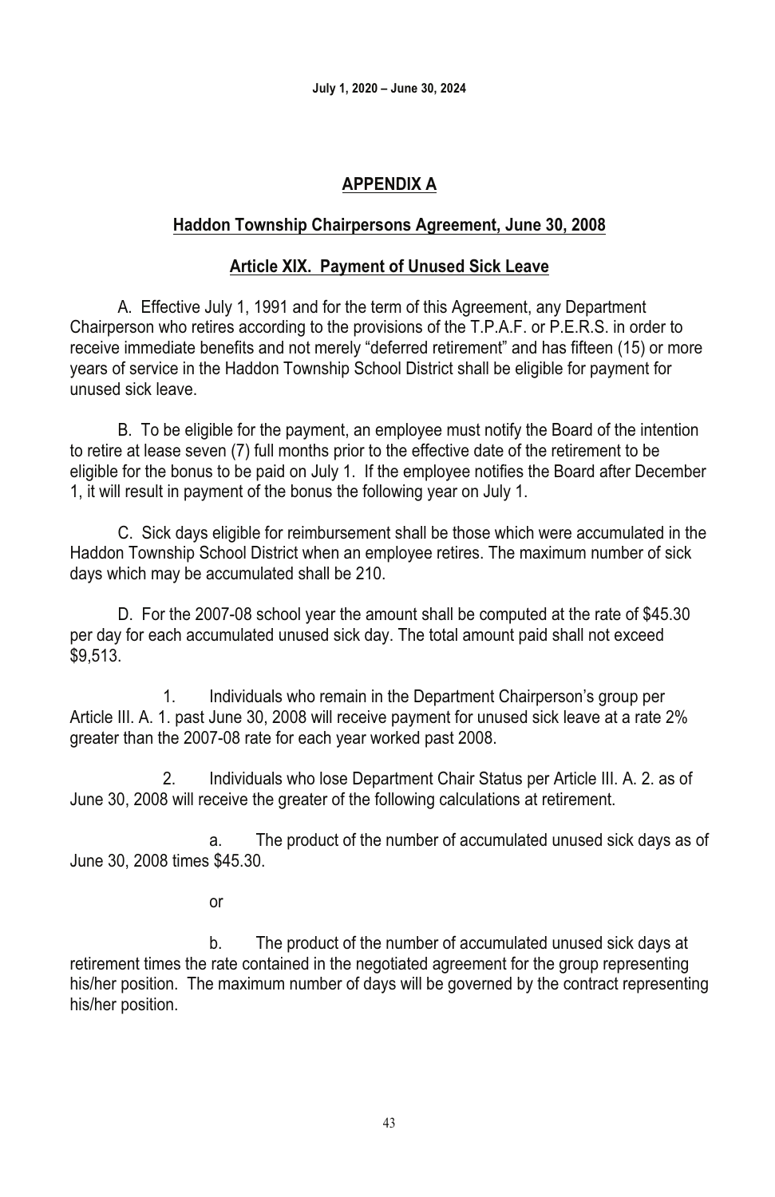# APPENDIX A

## Haddon Township Chairpersons Agreement, June 30, 2008

### Article XIX. Payment of Unused Sick Leave

A. Effective July 1, 1991 and for the term of this Agreement, any Department Chairperson who retires according to the provisions of the T.P.A.F. or P.E.R.S. in order to receive immediate benefits and not merely "deferred retirement" and has fifteen (15) or more years of service in the Haddon Township School District shall be eligible for payment for unused sick leave.

B. To be eligible for the payment, an employee must notify the Board of the intention to retire at lease seven (7) full months prior to the effective date of the retirement to be eligible for the bonus to be paid on July 1. If the employee notifies the Board after December 1, it will result in payment of the bonus the following year on July 1.

C. Sick days eligible for reimbursement shall be those which were accumulated in the Haddon Township School District when an employee retires. The maximum number of sick days which may be accumulated shall be 210.

D. For the 2007-08 school year the amount shall be computed at the rate of $45.30 per day for each accumulated unused sick day. The total amount paid shall not exceed $9,513.

1. Individuals who remain in the Department Chairperson's group per Article III. A. 1. past June 30, 2008 will receive payment for unused sick leave at a rate 2% greater than the 2007-08 rate for each year worked past 2008.

2. Individuals who lose Department Chair Status per Article III. A. 2. as of June 30, 2008 will receive the greater of the following calculations at retirement.

a. The product of the number of accumulated unused sick days as of June 30, 2008 times $45.30.

or

b. The product of the number of accumulated unused sick days at retirement times the rate contained in the negotiated agreement for the group representing his/her position. The maximum number of days will be governed by the contract representing his/her position.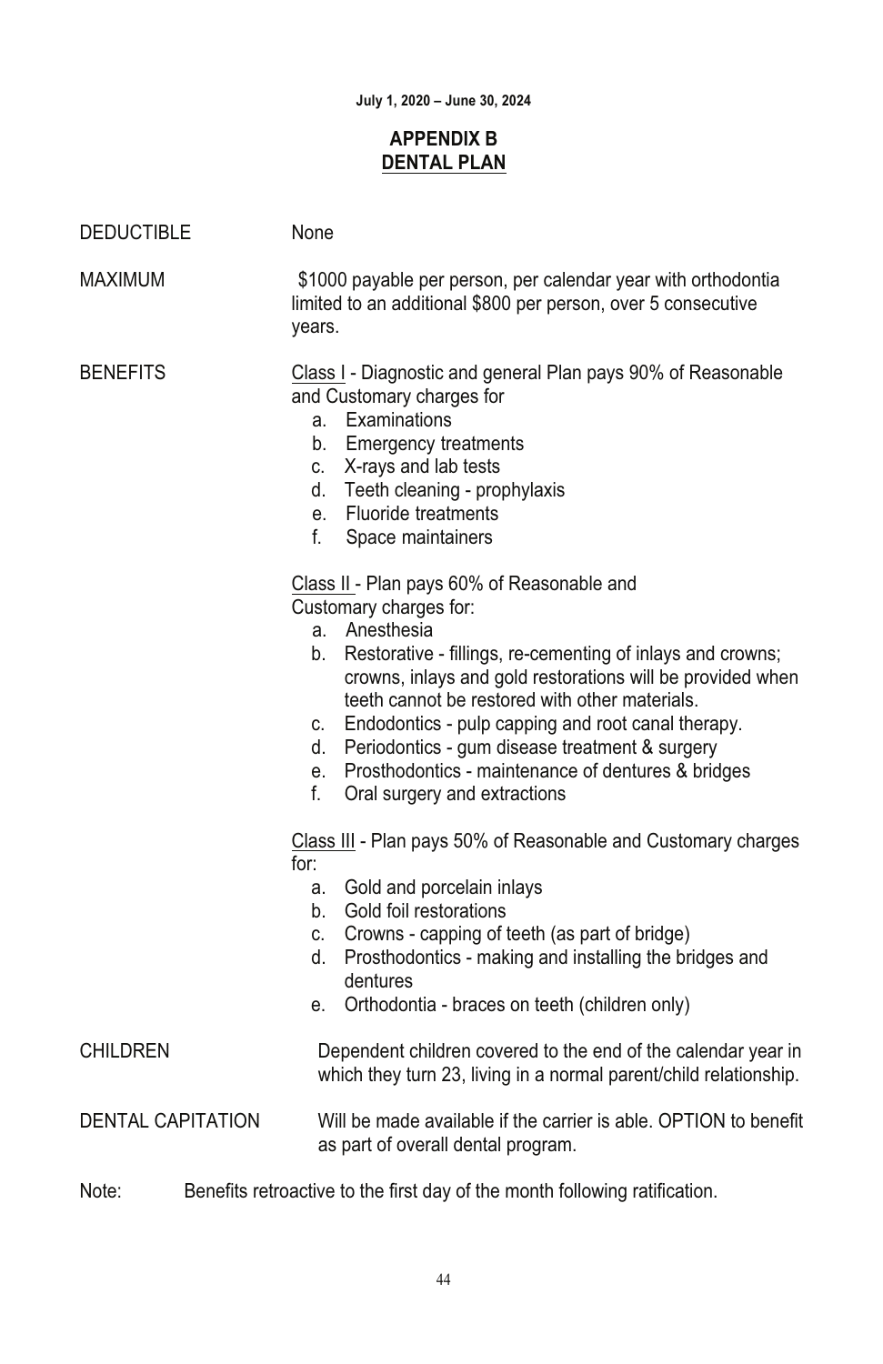July 1, 2020 – June 30, 2024

## APPENDIX B
## DENTAL PLAN

DEDUCTIBLE None

MAXIMUM $1000 payable per person, per calendar year with orthodontia limited to an additional $800 per person, over 5 consecutive years.

BENEFITS

Class I - Diagnostic and general Plan pays 90% of Reasonable and Customary charges for

a. Examinations
b. Emergency treatments
c. X-rays and lab tests
d. Teeth cleaning - prophylaxis
e. Fluoride treatments
f. Space maintainers

Class II - Plan pays 60% of Reasonable and Customary charges for:

a. Anesthesia
b. Restorative - fillings, re-cementing of inlays and crowns; crowns, inlays and gold restorations will be provided when teeth cannot be restored with other materials.
c. Endodontics - pulp capping and root canal therapy.
d. Periodontics - gum disease treatment & surgery
e. Prosthodontics - maintenance of dentures & bridges
f. Oral surgery and extractions

Class III - Plan pays 50% of Reasonable and Customary charges for:

a. Gold and porcelain inlays
b. Gold foil restorations
c. Crowns - capping of teeth (as part of bridge)
d. Prosthodontics - making and installing the bridges and dentures
e. Orthodontia - braces on teeth (children only)

CHILDREN Dependent children covered to the end of the calendar year in which they turn 23, living in a normal parent/child relationship.

DENTAL CAPITATION Will be made available if the carrier is able. OPTION to benefit as part of overall dental program.

Note: Benefits retroactive to the first day of the month following ratification.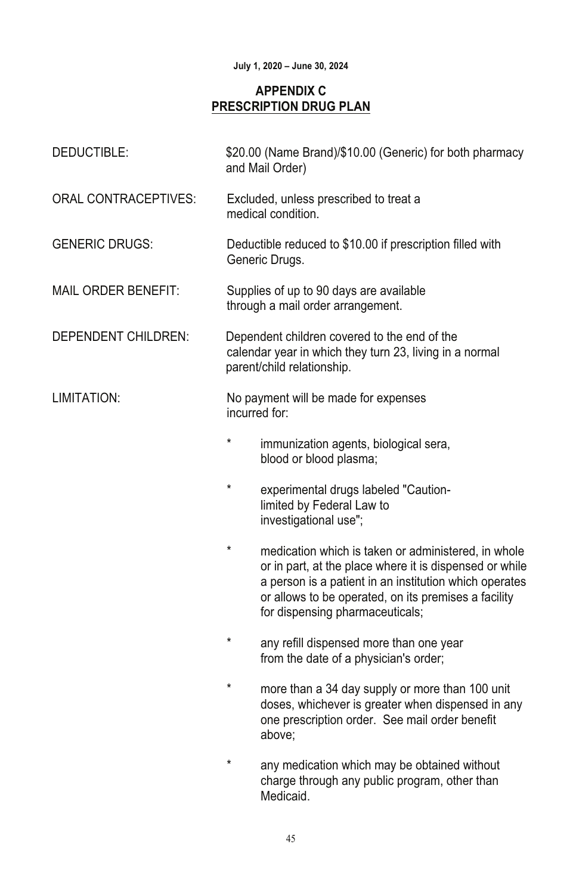July 1, 2020 – June 30, 2024

## APPENDIX C
## PRESCRIPTION DRUG PLAN

| | |
|---|---|
| DEDUCTIBLE: | $20.00 (Name Brand)/$10.00 (Generic) for both pharmacy and Mail Order) |
| ORAL CONTRACEPTIVES: | Excluded, unless prescribed to treat a medical condition. |
| GENERIC DRUGS: | Deductible reduced to $10.00 if prescription filled with Generic Drugs. |
| MAIL ORDER BENEFIT: | Supplies of up to 90 days are available through a mail order arrangement. |
| DEPENDENT CHILDREN: | Dependent children covered to the end of the calendar year in which they turn 23, living in a normal parent/child relationship. |
| LIMITATION: | No payment will be made for expenses incurred for: |

- immunization agents, biological sera, blood or blood plasma;
- experimental drugs labeled "Caution-limited by Federal Law to investigational use";
- medication which is taken or administered, in whole or in part, at the place where it is dispensed or while a person is a patient in an institution which operates or allows to be operated, on its premises a facility for dispensing pharmaceuticals;
- any refill dispensed more than one year from the date of a physician's order;
- more than a 34 day supply or more than 100 unit doses, whichever is greater when dispensed in any one prescription order. See mail order benefit above;
- any medication which may be obtained without charge through any public program, other than Medicaid.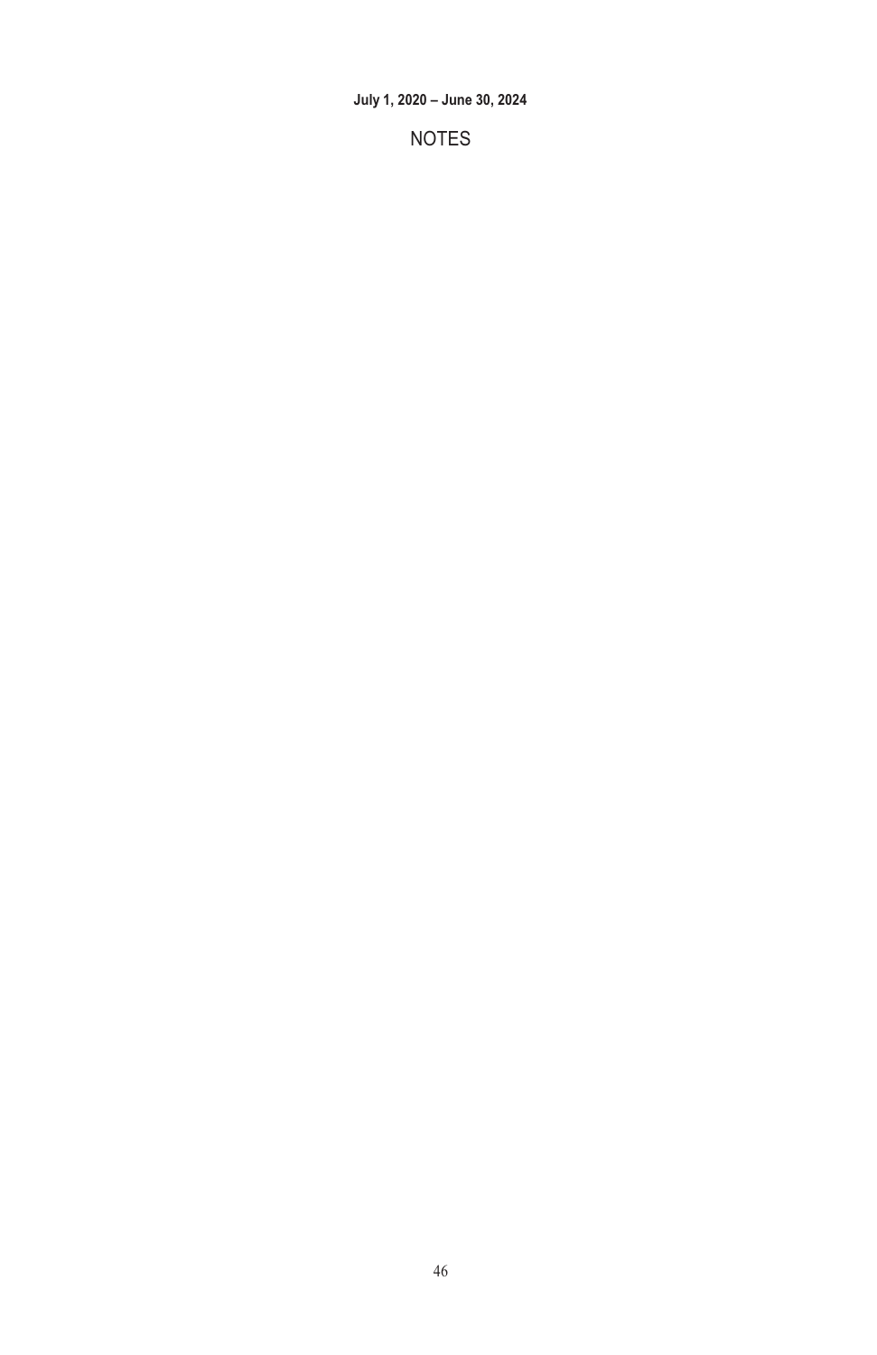# NOTES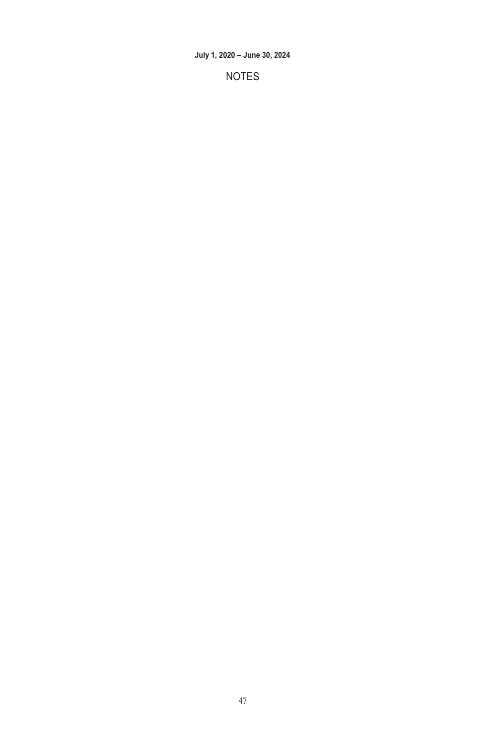## NOTES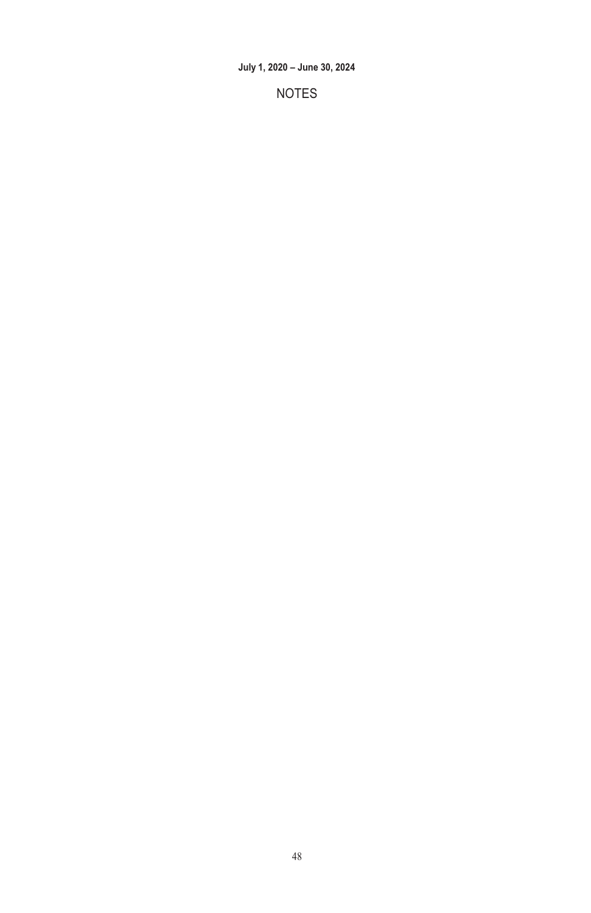# NOTES